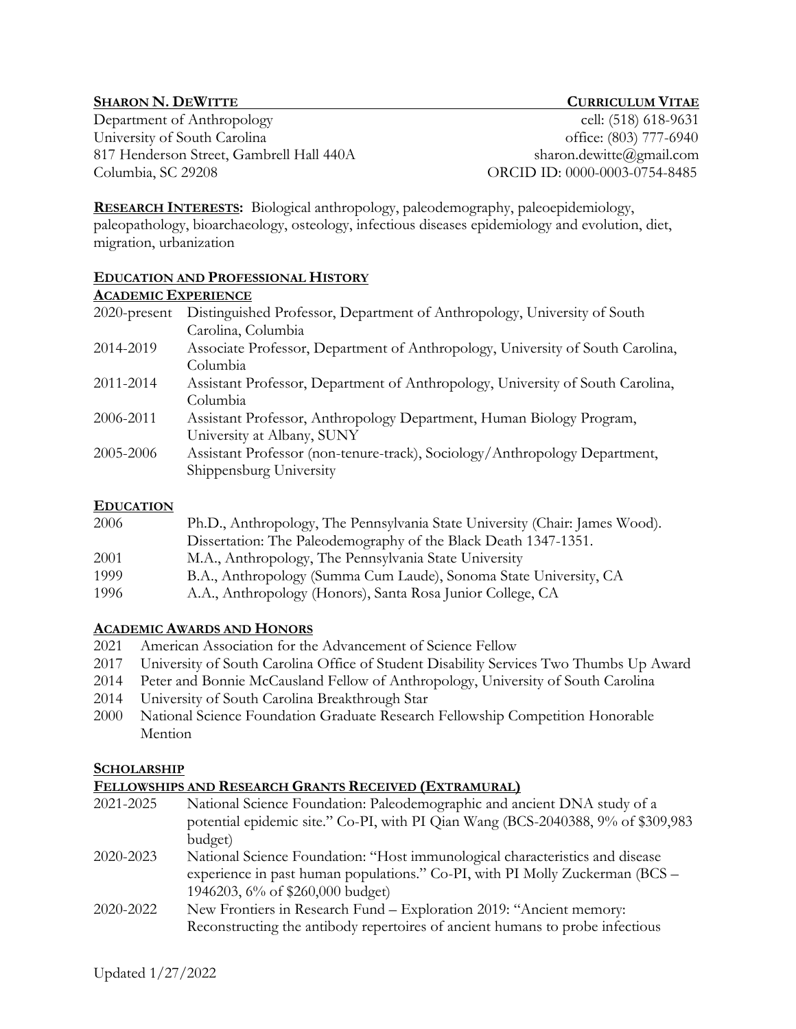**SHARON N. DEWITTE** — **CURRICULUM VITAE**

Department of Anthropology
University of South Carolina
817 Henderson Street, Gambrell Hall 440A
Columbia, SC 29208

cell: (518) 618-9631
office: (803) 777-6940
sharon.dewitte@gmail.com
ORCID ID: 0000-0003-0754-8485

**RESEARCH INTERESTS:** Biological anthropology, paleodemography, paleoepidemiology, paleopathology, bioarchaeology, osteology, infectious diseases epidemiology and evolution, diet, migration, urbanization

## EDUCATION AND PROFESSIONAL HISTORY

### ACADEMIC EXPERIENCE

| | |
|---|---|
| 2020-present | Distinguished Professor, Department of Anthropology, University of South Carolina, Columbia |
| 2014-2019 | Associate Professor, Department of Anthropology, University of South Carolina, Columbia |
| 2011-2014 | Assistant Professor, Department of Anthropology, University of South Carolina, Columbia |
| 2006-2011 | Assistant Professor, Anthropology Department, Human Biology Program, University at Albany, SUNY |
| 2005-2006 | Assistant Professor (non-tenure-track), Sociology/Anthropology Department, Shippensburg University |

### EDUCATION

| | |
|---|---|
| 2006 | Ph.D., Anthropology, The Pennsylvania State University (Chair: James Wood). Dissertation: The Paleodemography of the Black Death 1347-1351. |
| 2001 | M.A., Anthropology, The Pennsylvania State University |
| 1999 | B.A., Anthropology (Summa Cum Laude), Sonoma State University, CA |
| 1996 | A.A., Anthropology (Honors), Santa Rosa Junior College, CA |

### ACADEMIC AWARDS AND HONORS

- 2021 American Association for the Advancement of Science Fellow
- 2017 University of South Carolina Office of Student Disability Services Two Thumbs Up Award
- 2014 Peter and Bonnie McCausland Fellow of Anthropology, University of South Carolina
- 2014 University of South Carolina Breakthrough Star
- 2000 National Science Foundation Graduate Research Fellowship Competition Honorable Mention

## SCHOLARSHIP

### FELLOWSHIPS AND RESEARCH GRANTS RECEIVED (EXTRAMURAL)

| | |
|---|---|
| 2021-2025 | National Science Foundation: Paleodemographic and ancient DNA study of a potential epidemic site." Co-PI, with PI Qian Wang (BCS-2040388, 9% of $309,983 budget) |
| 2020-2023 | National Science Foundation: "Host immunological characteristics and disease experience in past human populations." Co-PI, with PI Molly Zuckerman (BCS – 1946203, 6% of $260,000 budget) |
| 2020-2022 | New Frontiers in Research Fund – Exploration 2019: "Ancient memory: Reconstructing the antibody repertoires of ancient humans to probe infectious |

Updated 1/27/2022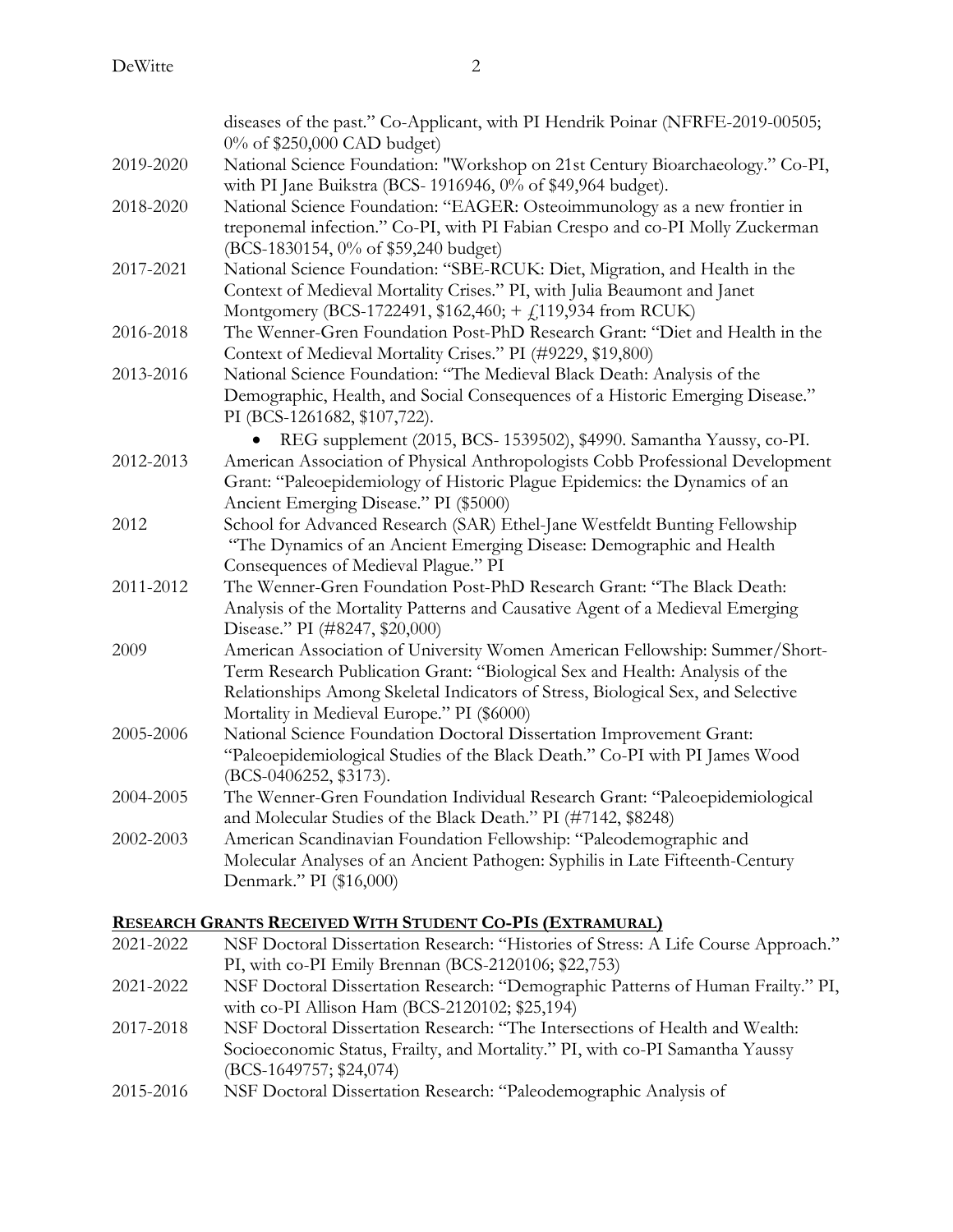diseases of the past." Co-Applicant, with PI Hendrik Poinar (NFRFE-2019-00505; 0% of $250,000 CAD budget)

2019-2020 National Science Foundation: "Workshop on 21st Century Bioarchaeology." Co-PI, with PI Jane Buikstra (BCS- 1916946, 0% of $49,964 budget).

2018-2020 National Science Foundation: "EAGER: Osteoimmunology as a new frontier in treponemal infection." Co-PI, with PI Fabian Crespo and co-PI Molly Zuckerman (BCS-1830154, 0% of $59,240 budget)

2017-2021 National Science Foundation: "SBE-RCUK: Diet, Migration, and Health in the Context of Medieval Mortality Crises." PI, with Julia Beaumont and Janet Montgomery (BCS-1722491, $162,460; + £119,934 from RCUK)

2016-2018 The Wenner-Gren Foundation Post-PhD Research Grant: "Diet and Health in the Context of Medieval Mortality Crises." PI (#9229, $19,800)

2013-2016 National Science Foundation: "The Medieval Black Death: Analysis of the Demographic, Health, and Social Consequences of a Historic Emerging Disease." PI (BCS-1261682, $107,722).

- REG supplement (2015, BCS- 1539502), $4990. Samantha Yaussy, co-PI.

2012-2013 American Association of Physical Anthropologists Cobb Professional Development Grant: "Paleoepidemiology of Historic Plague Epidemics: the Dynamics of an Ancient Emerging Disease." PI ($5000)

2012 School for Advanced Research (SAR) Ethel-Jane Westfeldt Bunting Fellowship "The Dynamics of an Ancient Emerging Disease: Demographic and Health Consequences of Medieval Plague." PI

2011-2012 The Wenner-Gren Foundation Post-PhD Research Grant: "The Black Death: Analysis of the Mortality Patterns and Causative Agent of a Medieval Emerging Disease." PI (#8247, $20,000)

2009 American Association of University Women American Fellowship: Summer/Short-Term Research Publication Grant: "Biological Sex and Health: Analysis of the Relationships Among Skeletal Indicators of Stress, Biological Sex, and Selective Mortality in Medieval Europe." PI ($6000)

2005-2006 National Science Foundation Doctoral Dissertation Improvement Grant: "Paleoepidemiological Studies of the Black Death." Co-PI with PI James Wood (BCS-0406252, $3173).

2004-2005 The Wenner-Gren Foundation Individual Research Grant: "Paleoepidemiological and Molecular Studies of the Black Death." PI (#7142, $8248)

2002-2003 American Scandinavian Foundation Fellowship: "Paleodemographic and Molecular Analyses of an Ancient Pathogen: Syphilis in Late Fifteenth-Century Denmark." PI ($16,000)

## RESEARCH GRANTS RECEIVED WITH STUDENT CO-PIS (EXTRAMURAL)

2021-2022 NSF Doctoral Dissertation Research: "Histories of Stress: A Life Course Approach." PI, with co-PI Emily Brennan (BCS-2120106; $22,753)

2021-2022 NSF Doctoral Dissertation Research: "Demographic Patterns of Human Frailty." PI, with co-PI Allison Ham (BCS-2120102; $25,194)

2017-2018 NSF Doctoral Dissertation Research: "The Intersections of Health and Wealth: Socioeconomic Status, Frailty, and Mortality." PI, with co-PI Samantha Yaussy (BCS-1649757; $24,074)

2015-2016 NSF Doctoral Dissertation Research: "Paleodemographic Analysis of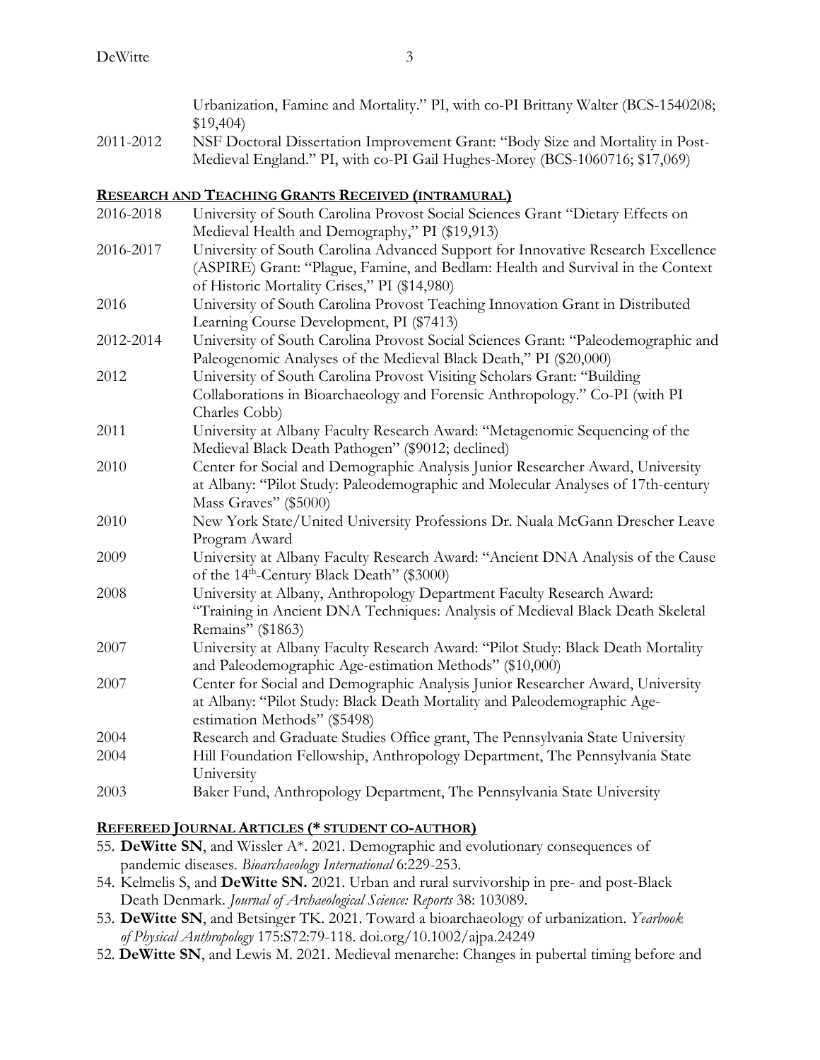| | |
|---|---|
| | Urbanization, Famine and Mortality." PI, with co-PI Brittany Walter (BCS-1540208; $19,404) |
| 2011-2012 | NSF Doctoral Dissertation Improvement Grant: "Body Size and Mortality in Post-Medieval England." PI, with co-PI Gail Hughes-Morey (BCS-1060716; $17,069) |

## RESEARCH AND TEACHING GRANTS RECEIVED (INTRAMURAL)

| | |
|---|---|
| 2016-2018 | University of South Carolina Provost Social Sciences Grant "Dietary Effects on Medieval Health and Demography," PI ($19,913) |
| 2016-2017 | University of South Carolina Advanced Support for Innovative Research Excellence (ASPIRE) Grant: "Plague, Famine, and Bedlam: Health and Survival in the Context of Historic Mortality Crises," PI ($14,980) |
| 2016 | University of South Carolina Provost Teaching Innovation Grant in Distributed Learning Course Development, PI ($7413) |
| 2012-2014 | University of South Carolina Provost Social Sciences Grant: "Paleodemographic and Paleogenomic Analyses of the Medieval Black Death," PI ($20,000) |
| 2012 | University of South Carolina Provost Visiting Scholars Grant: "Building Collaborations in Bioarchaeology and Forensic Anthropology." Co-PI (with PI Charles Cobb) |
| 2011 | University at Albany Faculty Research Award: "Metagenomic Sequencing of the Medieval Black Death Pathogen" ($9012; declined) |
| 2010 | Center for Social and Demographic Analysis Junior Researcher Award, University at Albany: "Pilot Study: Paleodemographic and Molecular Analyses of 17th-century Mass Graves" ($5000) |
| 2010 | New York State/United University Professions Dr. Nuala McGann Drescher Leave Program Award |
| 2009 | University at Albany Faculty Research Award: "Ancient DNA Analysis of the Cause of the 14th-Century Black Death" ($3000) |
| 2008 | University at Albany, Anthropology Department Faculty Research Award: "Training in Ancient DNA Techniques: Analysis of Medieval Black Death Skeletal Remains" ($1863) |
| 2007 | University at Albany Faculty Research Award: "Pilot Study: Black Death Mortality and Paleodemographic Age-estimation Methods" ($10,000) |
| 2007 | Center for Social and Demographic Analysis Junior Researcher Award, University at Albany: "Pilot Study: Black Death Mortality and Paleodemographic Age-estimation Methods" ($5498) |
| 2004 | Research and Graduate Studies Office grant, The Pennsylvania State University |
| 2004 | Hill Foundation Fellowship, Anthropology Department, The Pennsylvania State University |
| 2003 | Baker Fund, Anthropology Department, The Pennsylvania State University |

## REFEREED JOURNAL ARTICLES (* STUDENT CO-AUTHOR)

55. **DeWitte SN**, and Wissler A*. 2021. Demographic and evolutionary consequences of pandemic diseases. *Bioarchaeology International* 6:229-253.
54. Kelmelis S, and **DeWitte SN.** 2021. Urban and rural survivorship in pre- and post-Black Death Denmark. *Journal of Archaeological Science: Reports* 38: 103089.
53. **DeWitte SN**, and Betsinger TK. 2021. Toward a bioarchaeology of urbanization. *Yearbook of Physical Anthropology* 175:S72:79-118. doi.org/10.1002/ajpa.24249
52. **DeWitte SN**, and Lewis M. 2021. Medieval menarche: Changes in pubertal timing before and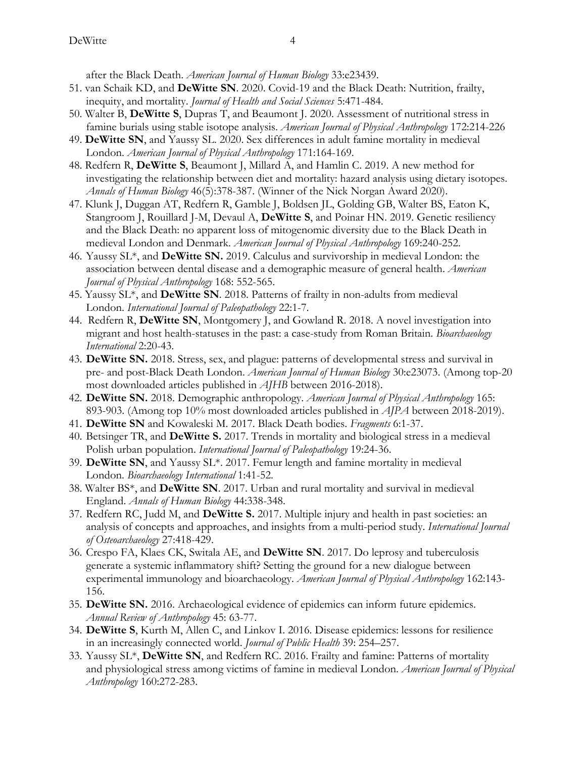after the Black Death. *American Journal of Human Biology* 33:e23439.

51. van Schaik KD, and **DeWitte SN**. 2020. Covid-19 and the Black Death: Nutrition, frailty, inequity, and mortality. *Journal of Health and Social Sciences* 5:471-484.
50. Walter B, **DeWitte S**, Dupras T, and Beaumont J. 2020. Assessment of nutritional stress in famine burials using stable isotope analysis. *American Journal of Physical Anthropology* 172:214-226
49. **DeWitte SN**, and Yaussy SL. 2020. Sex differences in adult famine mortality in medieval London. *American Journal of Physical Anthropology* 171:164-169.
48. Redfern R, **DeWitte S**, Beaumont J, Millard A, and Hamlin C. 2019. A new method for investigating the relationship between diet and mortality: hazard analysis using dietary isotopes. *Annals of Human Biology* 46(5):378-387. (Winner of the Nick Norgan Award 2020).
47. Klunk J, Duggan AT, Redfern R, Gamble J, Boldsen JL, Golding GB, Walter BS, Eaton K, Stangroom J, Rouillard J-M, Devaul A, **DeWitte S**, and Poinar HN. 2019. Genetic resiliency and the Black Death: no apparent loss of mitogenomic diversity due to the Black Death in medieval London and Denmark. *American Journal of Physical Anthropology* 169:240-252.
46. Yaussy SL*, and **DeWitte SN.** 2019. Calculus and survivorship in medieval London: the association between dental disease and a demographic measure of general health. *American Journal of Physical Anthropology* 168: 552-565.
45. Yaussy SL*, and **DeWitte SN**. 2018. Patterns of frailty in non-adults from medieval London. *International Journal of Paleopathology* 22:1-7.
44. Redfern R, **DeWitte SN**, Montgomery J, and Gowland R. 2018. A novel investigation into migrant and host health-statuses in the past: a case-study from Roman Britain. *Bioarchaeology International* 2:20-43.
43. **DeWitte SN.** 2018. Stress, sex, and plague: patterns of developmental stress and survival in pre- and post-Black Death London. *American Journal of Human Biology* 30:e23073. (Among top-20 most downloaded articles published in *AJHB* between 2016-2018).
42. **DeWitte SN.** 2018. Demographic anthropology. *American Journal of Physical Anthropology* 165: 893-903. (Among top 10% most downloaded articles published in *AJPA* between 2018-2019).
41. **DeWitte SN** and Kowaleski M. 2017. Black Death bodies. *Fragments* 6:1-37.
40. Betsinger TR, and **DeWitte S.** 2017. Trends in mortality and biological stress in a medieval Polish urban population. *International Journal of Paleopathology* 19:24-36.
39. **DeWitte SN**, and Yaussy SL*. 2017. Femur length and famine mortality in medieval London. *Bioarchaeology International* 1:41-52.
38. Walter BS*, and **DeWitte SN**. 2017. Urban and rural mortality and survival in medieval England. *Annals of Human Biology* 44:338-348.
37. Redfern RC, Judd M, and **DeWitte S.** 2017. Multiple injury and health in past societies: an analysis of concepts and approaches, and insights from a multi-period study. *International Journal of Osteoarchaeology* 27:418-429.
36. Crespo FA, Klaes CK, Switala AE, and **DeWitte SN**. 2017. Do leprosy and tuberculosis generate a systemic inflammatory shift? Setting the ground for a new dialogue between experimental immunology and bioarchaeology. *American Journal of Physical Anthropology* 162:143-156.
35. **DeWitte SN.** 2016. Archaeological evidence of epidemics can inform future epidemics. *Annual Review of Anthropology* 45: 63-77.
34. **DeWitte S**, Kurth M, Allen C, and Linkov I. 2016. Disease epidemics: lessons for resilience in an increasingly connected world. *Journal of Public Health* 39: 254–257.
33. Yaussy SL*, **DeWitte SN**, and Redfern RC. 2016. Frailty and famine: Patterns of mortality and physiological stress among victims of famine in medieval London. *American Journal of Physical Anthropology* 160:272-283.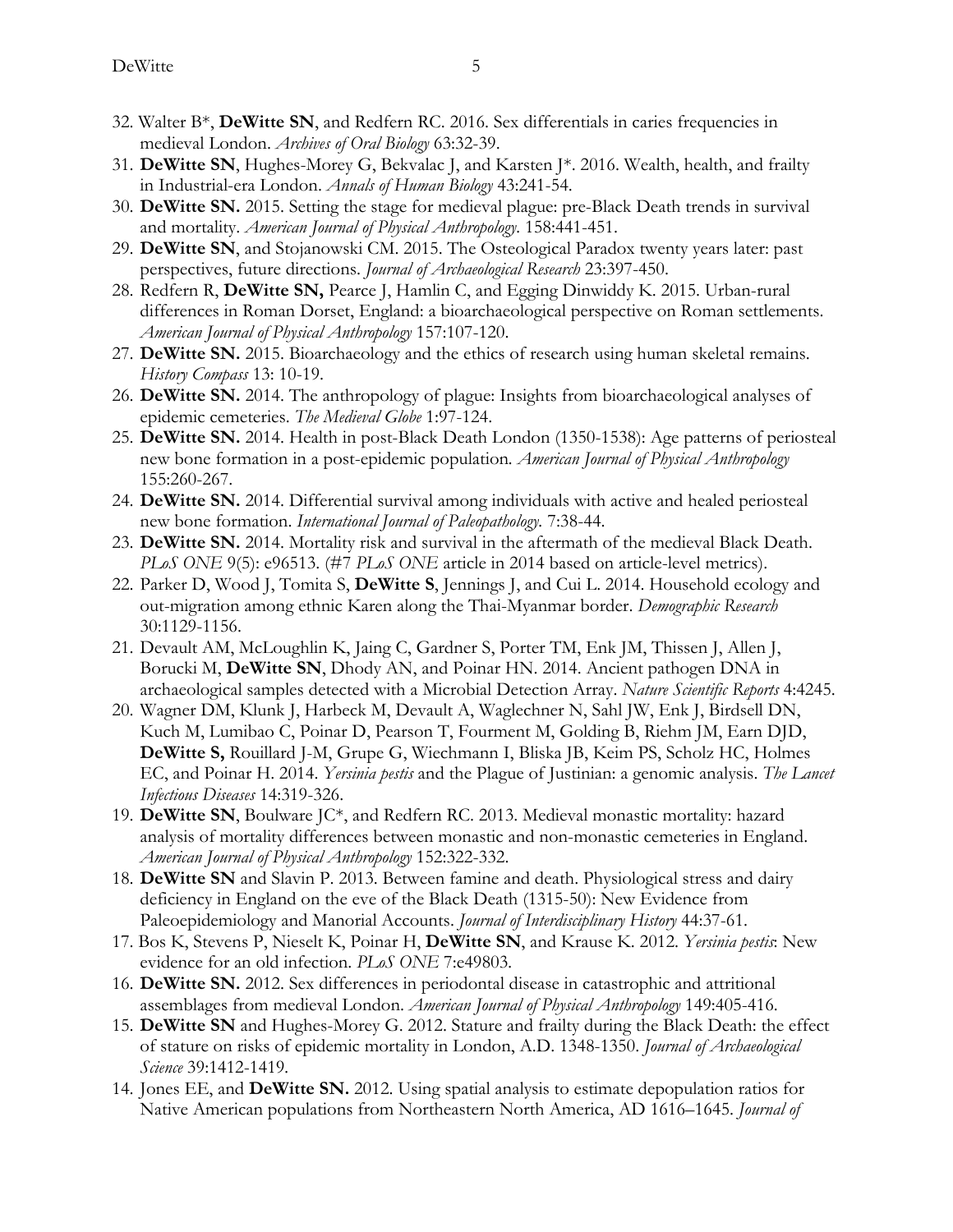32. Walter B*, **DeWitte SN**, and Redfern RC. 2016. Sex differentials in caries frequencies in medieval London. *Archives of Oral Biology* 63:32-39.
31. **DeWitte SN**, Hughes-Morey G, Bekvalac J, and Karsten J*. 2016. Wealth, health, and frailty in Industrial-era London. *Annals of Human Biology* 43:241-54.
30. **DeWitte SN.** 2015. Setting the stage for medieval plague: pre-Black Death trends in survival and mortality. *American Journal of Physical Anthropology.* 158:441-451.
29. **DeWitte SN**, and Stojanowski CM. 2015. The Osteological Paradox twenty years later: past perspectives, future directions. *Journal of Archaeological Research* 23:397-450.
28. Redfern R, **DeWitte SN,** Pearce J, Hamlin C, and Egging Dinwiddy K. 2015. Urban-rural differences in Roman Dorset, England: a bioarchaeological perspective on Roman settlements. *American Journal of Physical Anthropology* 157:107-120.
27. **DeWitte SN.** 2015. Bioarchaeology and the ethics of research using human skeletal remains. *History Compass* 13: 10-19.
26. **DeWitte SN.** 2014. The anthropology of plague: Insights from bioarchaeological analyses of epidemic cemeteries. *The Medieval Globe* 1:97-124.
25. **DeWitte SN.** 2014. Health in post-Black Death London (1350-1538): Age patterns of periosteal new bone formation in a post-epidemic population. *American Journal of Physical Anthropology* 155:260-267.
24. **DeWitte SN.** 2014. Differential survival among individuals with active and healed periosteal new bone formation. *International Journal of Paleopathology.* 7:38-44.
23. **DeWitte SN.** 2014. Mortality risk and survival in the aftermath of the medieval Black Death. *PLoS ONE* 9(5): e96513. (#7 *PLoS ONE* article in 2014 based on article-level metrics).
22. Parker D, Wood J, Tomita S, **DeWitte S**, Jennings J, and Cui L. 2014. Household ecology and out-migration among ethnic Karen along the Thai-Myanmar border. *Demographic Research* 30:1129-1156.
21. Devault AM, McLoughlin K, Jaing C, Gardner S, Porter TM, Enk JM, Thissen J, Allen J, Borucki M, **DeWitte SN**, Dhody AN, and Poinar HN. 2014. Ancient pathogen DNA in archaeological samples detected with a Microbial Detection Array. *Nature Scientific Reports* 4:4245.
20. Wagner DM, Klunk J, Harbeck M, Devault A, Waglechner N, Sahl JW, Enk J, Birdsell DN, Kuch M, Lumibao C, Poinar D, Pearson T, Fourment M, Golding B, Riehm JM, Earn DJD, **DeWitte S,** Rouillard J-M, Grupe G, Wiechmann I, Bliska JB, Keim PS, Scholz HC, Holmes EC, and Poinar H. 2014. *Yersinia pestis* and the Plague of Justinian: a genomic analysis. *The Lancet Infectious Diseases* 14:319-326.
19. **DeWitte SN**, Boulware JC*, and Redfern RC. 2013. Medieval monastic mortality: hazard analysis of mortality differences between monastic and non-monastic cemeteries in England. *American Journal of Physical Anthropology* 152:322-332.
18. **DeWitte SN** and Slavin P. 2013. Between famine and death. Physiological stress and dairy deficiency in England on the eve of the Black Death (1315-50): New Evidence from Paleoepidemiology and Manorial Accounts. *Journal of Interdisciplinary History* 44:37-61.
17. Bos K, Stevens P, Nieselt K, Poinar H, **DeWitte SN**, and Krause K. 2012. *Yersinia pestis*: New evidence for an old infection. *PLoS ONE* 7:e49803.
16. **DeWitte SN.** 2012. Sex differences in periodontal disease in catastrophic and attritional assemblages from medieval London. *American Journal of Physical Anthropology* 149:405-416.
15. **DeWitte SN** and Hughes-Morey G. 2012. Stature and frailty during the Black Death: the effect of stature on risks of epidemic mortality in London, A.D. 1348-1350. *Journal of Archaeological Science* 39:1412-1419.
14. Jones EE, and **DeWitte SN.** 2012. Using spatial analysis to estimate depopulation ratios for Native American populations from Northeastern North America, AD 1616–1645. *Journal of*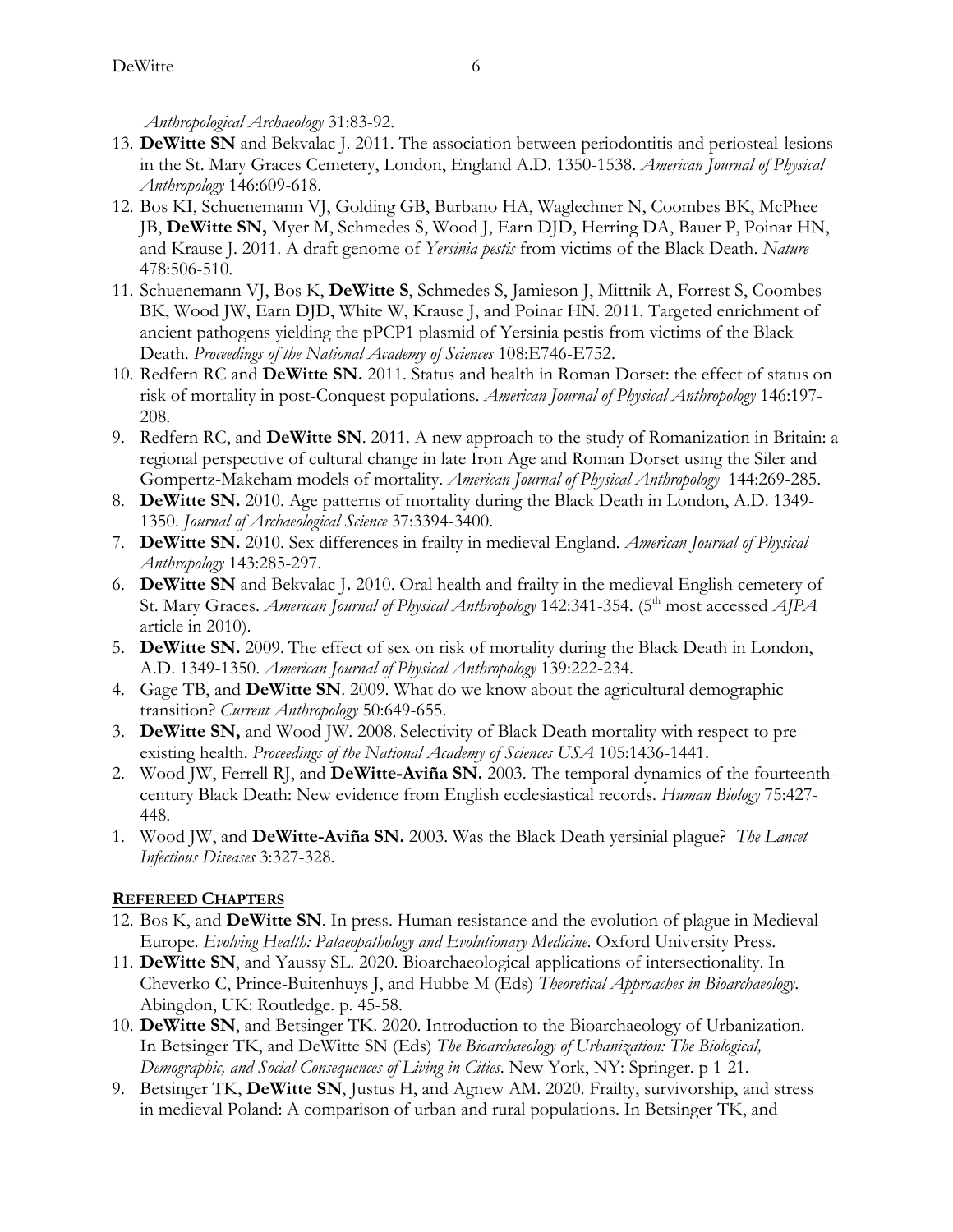*Anthropological Archaeology* 31:83-92.

13. **DeWitte SN** and Bekvalac J. 2011. The association between periodontitis and periosteal lesions in the St. Mary Graces Cemetery, London, England A.D. 1350-1538. *American Journal of Physical Anthropology* 146:609-618.
12. Bos KI, Schuenemann VJ, Golding GB, Burbano HA, Waglechner N, Coombes BK, McPhee JB, **DeWitte SN,** Myer M, Schmedes S, Wood J, Earn DJD, Herring DA, Bauer P, Poinar HN, and Krause J. 2011. A draft genome of *Yersinia pestis* from victims of the Black Death. *Nature* 478:506-510.
11. Schuenemann VJ, Bos K, **DeWitte S**, Schmedes S, Jamieson J, Mittnik A, Forrest S, Coombes BK, Wood JW, Earn DJD, White W, Krause J, and Poinar HN. 2011. Targeted enrichment of ancient pathogens yielding the pPCP1 plasmid of Yersinia pestis from victims of the Black Death. *Proceedings of the National Academy of Sciences* 108:E746-E752.
10. Redfern RC and **DeWitte SN.** 2011. Status and health in Roman Dorset: the effect of status on risk of mortality in post-Conquest populations. *American Journal of Physical Anthropology* 146:197-208.
9. Redfern RC, and **DeWitte SN**. 2011. A new approach to the study of Romanization in Britain: a regional perspective of cultural change in late Iron Age and Roman Dorset using the Siler and Gompertz-Makeham models of mortality. *American Journal of Physical Anthropology* 144:269-285.
8. **DeWitte SN.** 2010. Age patterns of mortality during the Black Death in London, A.D. 1349-1350. *Journal of Archaeological Science* 37:3394-3400.
7. **DeWitte SN.** 2010. Sex differences in frailty in medieval England. *American Journal of Physical Anthropology* 143:285-297.
6. **DeWitte SN** and Bekvalac J**.** 2010. Oral health and frailty in the medieval English cemetery of St. Mary Graces. *American Journal of Physical Anthropology* 142:341-354. (5th most accessed *AJPA* article in 2010).
5. **DeWitte SN.** 2009. The effect of sex on risk of mortality during the Black Death in London, A.D. 1349-1350. *American Journal of Physical Anthropology* 139:222-234.
4. Gage TB, and **DeWitte SN**. 2009. What do we know about the agricultural demographic transition? *Current Anthropology* 50:649-655.
3. **DeWitte SN,** and Wood JW. 2008. Selectivity of Black Death mortality with respect to pre-existing health. *Proceedings of the National Academy of Sciences USA* 105:1436-1441.
2. Wood JW, Ferrell RJ, and **DeWitte-Aviña SN.** 2003. The temporal dynamics of the fourteenth-century Black Death: New evidence from English ecclesiastical records. *Human Biology* 75:427-448.
1. Wood JW, and **DeWitte-Aviña SN.** 2003. Was the Black Death yersinial plague? *The Lancet Infectious Diseases* 3:327-328.

## REFEREED CHAPTERS

12. Bos K, and **DeWitte SN**. In press. Human resistance and the evolution of plague in Medieval Europe. *Evolving Health: Palaeopathology and Evolutionary Medicine*. Oxford University Press.
11. **DeWitte SN**, and Yaussy SL. 2020. Bioarchaeological applications of intersectionality. In Cheverko C, Prince-Buitenhuys J, and Hubbe M (Eds) *Theoretical Approaches in Bioarchaeology*. Abingdon, UK: Routledge. p. 45-58.
10. **DeWitte SN**, and Betsinger TK. 2020. Introduction to the Bioarchaeology of Urbanization. In Betsinger TK, and DeWitte SN (Eds) *The Bioarchaeology of Urbanization: The Biological, Demographic, and Social Consequences of Living in Cities*. New York, NY: Springer. p 1-21.
9. Betsinger TK, **DeWitte SN**, Justus H, and Agnew AM. 2020. Frailty, survivorship, and stress in medieval Poland: A comparison of urban and rural populations. In Betsinger TK, and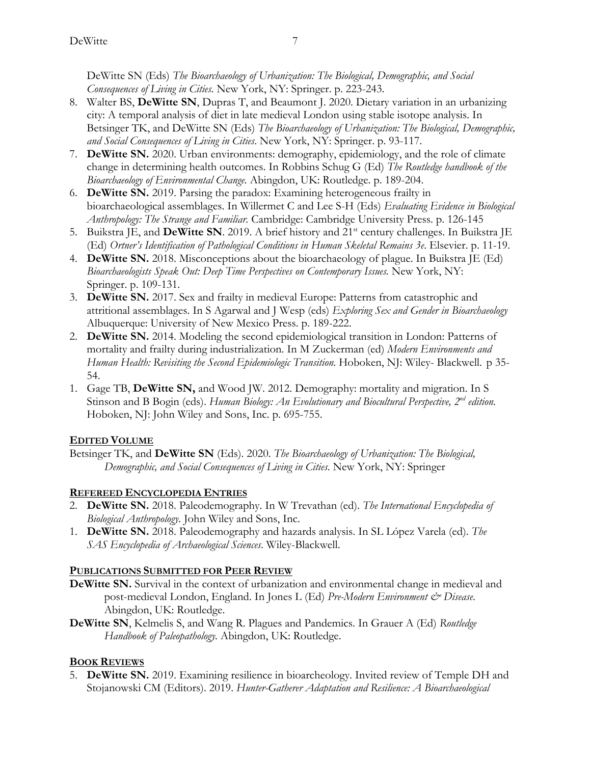DeWitte SN (Eds) *The Bioarchaeology of Urbanization: The Biological, Demographic, and Social Consequences of Living in Cities*. New York, NY: Springer. p. 223-243.

8. Walter BS, **DeWitte SN**, Dupras T, and Beaumont J. 2020. Dietary variation in an urbanizing city: A temporal analysis of diet in late medieval London using stable isotope analysis. In Betsinger TK, and DeWitte SN (Eds) *The Bioarchaeology of Urbanization: The Biological, Demographic, and Social Consequences of Living in Cities*. New York, NY: Springer. p. 93-117.
7. **DeWitte SN.** 2020. Urban environments: demography, epidemiology, and the role of climate change in determining health outcomes. In Robbins Schug G (Ed) *The Routledge handbook of the Bioarchaeology of Environmental Change.* Abingdon, UK: Routledge. p. 189-204.
6. **DeWitte SN.** 2019. Parsing the paradox: Examining heterogeneous frailty in bioarchaeological assemblages. In Willermet C and Lee S-H (Eds) *Evaluating Evidence in Biological Anthropology: The Strange and Familiar.* Cambridge: Cambridge University Press. p. 126-145
5. Buikstra JE, and **DeWitte SN**. 2019. A brief history and 21st century challenges. In Buikstra JE (Ed) *Ortner's Identification of Pathological Conditions in Human Skeletal Remains 3e*. Elsevier. p. 11-19.
4. **DeWitte SN.** 2018. Misconceptions about the bioarchaeology of plague. In Buikstra JE (Ed) *Bioarchaeologists Speak Out: Deep Time Perspectives on Contemporary Issues.* New York, NY: Springer. p. 109-131.
3. **DeWitte SN.** 2017. Sex and frailty in medieval Europe: Patterns from catastrophic and attritional assemblages. In S Agarwal and J Wesp (eds) *Exploring Sex and Gender in Bioarchaeology* Albuquerque: University of New Mexico Press. p. 189-222.
2. **DeWitte SN.** 2014. Modeling the second epidemiological transition in London: Patterns of mortality and frailty during industrialization. In M Zuckerman (ed) *Modern Environments and Human Health: Revisiting the Second Epidemiologic Transition.* Hoboken, NJ: Wiley- Blackwell. p 35-54.
1. Gage TB, **DeWitte SN,** and Wood JW. 2012. Demography: mortality and migration. In S Stinson and B Bogin (eds). *Human Biology: An Evolutionary and Biocultural Perspective, 2nd edition.* Hoboken, NJ: John Wiley and Sons, Inc. p. 695-755.

## EDITED VOLUME

Betsinger TK, and **DeWitte SN** (Eds). 2020. *The Bioarchaeology of Urbanization: The Biological, Demographic, and Social Consequences of Living in Cities.* New York, NY: Springer

## REFEREED ENCYCLOPEDIA ENTRIES

2. **DeWitte SN.** 2018. Paleodemography. In W Trevathan (ed). *The International Encyclopedia of Biological Anthropology*. John Wiley and Sons, Inc.
1. **DeWitte SN.** 2018. Paleodemography and hazards analysis. In SL López Varela (ed). *The SAS Encyclopedia of Archaeological Sciences*. Wiley-Blackwell.

## PUBLICATIONS SUBMITTED FOR PEER REVIEW

**DeWitte SN.** Survival in the context of urbanization and environmental change in medieval and post-medieval London, England. In Jones L (Ed) *Pre-Modern Environment & Disease.* Abingdon, UK: Routledge.

**DeWitte SN**, Kelmelis S, and Wang R. Plagues and Pandemics. In Grauer A (Ed) *Routledge Handbook of Paleopathology.* Abingdon, UK: Routledge.

## BOOK REVIEWS

5. **DeWitte SN.** 2019. Examining resilience in bioarcheology. Invited review of Temple DH and Stojanowski CM (Editors). 2019. *Hunter-Gatherer Adaptation and Resilience: A Bioarchaeological*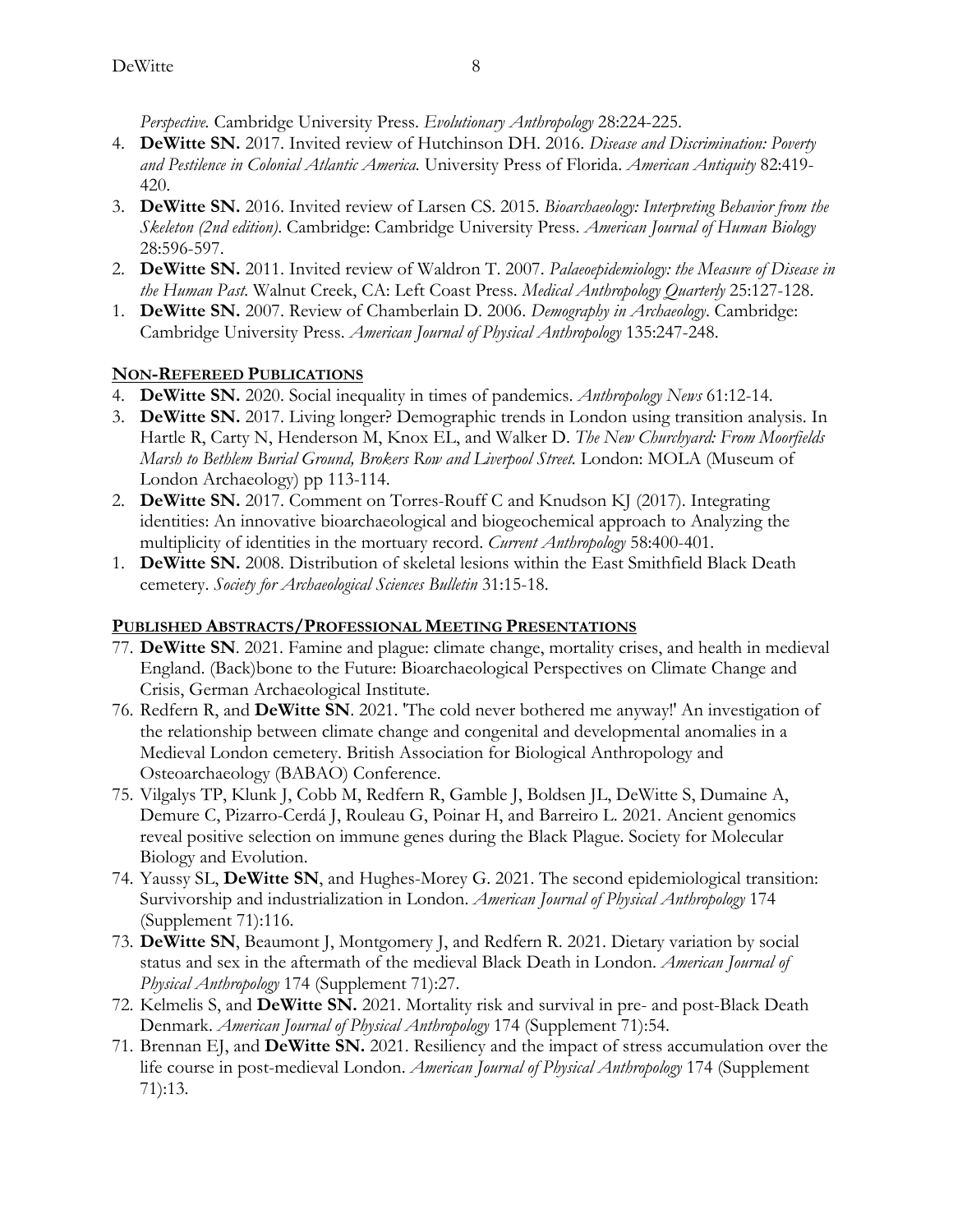*Perspective.* Cambridge University Press. *Evolutionary Anthropology* 28:224-225.

4. **DeWitte SN.** 2017. Invited review of Hutchinson DH. 2016. *Disease and Discrimination: Poverty and Pestilence in Colonial Atlantic America.* University Press of Florida. *American Antiquity* 82:419-420.
3. **DeWitte SN.** 2016. Invited review of Larsen CS. 2015. *Bioarchaeology: Interpreting Behavior from the Skeleton (2nd edition)*. Cambridge: Cambridge University Press. *American Journal of Human Biology* 28:596-597.
2. **DeWitte SN.** 2011. Invited review of Waldron T. 2007. *Palaeoepidemiology: the Measure of Disease in the Human Past.* Walnut Creek, CA: Left Coast Press. *Medical Anthropology Quarterly* 25:127-128.
1. **DeWitte SN.** 2007. Review of Chamberlain D. 2006. *Demography in Archaeology*. Cambridge: Cambridge University Press. *American Journal of Physical Anthropology* 135:247-248.

## NON-REFEREED PUBLICATIONS

4. **DeWitte SN.** 2020. Social inequality in times of pandemics. *Anthropology News* 61:12-14.
3. **DeWitte SN.** 2017. Living longer? Demographic trends in London using transition analysis. In Hartle R, Carty N, Henderson M, Knox EL, and Walker D. *The New Churchyard: From Moorfields Marsh to Bethlem Burial Ground, Brokers Row and Liverpool Street.* London: MOLA (Museum of London Archaeology) pp 113-114.
2. **DeWitte SN.** 2017. Comment on Torres-Rouff C and Knudson KJ (2017). Integrating identities: An innovative bioarchaeological and biogeochemical approach to Analyzing the multiplicity of identities in the mortuary record. *Current Anthropology* 58:400-401.
1. **DeWitte SN.** 2008. Distribution of skeletal lesions within the East Smithfield Black Death cemetery. *Society for Archaeological Sciences Bulletin* 31:15-18.

## PUBLISHED ABSTRACTS/PROFESSIONAL MEETING PRESENTATIONS

77. **DeWitte SN**. 2021. Famine and plague: climate change, mortality crises, and health in medieval England. (Back)bone to the Future: Bioarchaeological Perspectives on Climate Change and Crisis, German Archaeological Institute.
76. Redfern R, and **DeWitte SN**. 2021. 'The cold never bothered me anyway!' An investigation of the relationship between climate change and congenital and developmental anomalies in a Medieval London cemetery. British Association for Biological Anthropology and Osteoarchaeology (BABAO) Conference.
75. Vilgalys TP, Klunk J, Cobb M, Redfern R, Gamble J, Boldsen JL, DeWitte S, Dumaine A, Demure C, Pizarro-Cerdá J, Rouleau G, Poinar H, and Barreiro L. 2021. Ancient genomics reveal positive selection on immune genes during the Black Plague. Society for Molecular Biology and Evolution.
74. Yaussy SL, **DeWitte SN**, and Hughes-Morey G. 2021. The second epidemiological transition: Survivorship and industrialization in London. *American Journal of Physical Anthropology* 174 (Supplement 71):116.
73. **DeWitte SN**, Beaumont J, Montgomery J, and Redfern R. 2021. Dietary variation by social status and sex in the aftermath of the medieval Black Death in London. *American Journal of Physical Anthropology* 174 (Supplement 71):27.
72. Kelmelis S, and **DeWitte SN.** 2021. Mortality risk and survival in pre- and post-Black Death Denmark. *American Journal of Physical Anthropology* 174 (Supplement 71):54.
71. Brennan EJ, and **DeWitte SN.** 2021. Resiliency and the impact of stress accumulation over the life course in post-medieval London. *American Journal of Physical Anthropology* 174 (Supplement 71):13.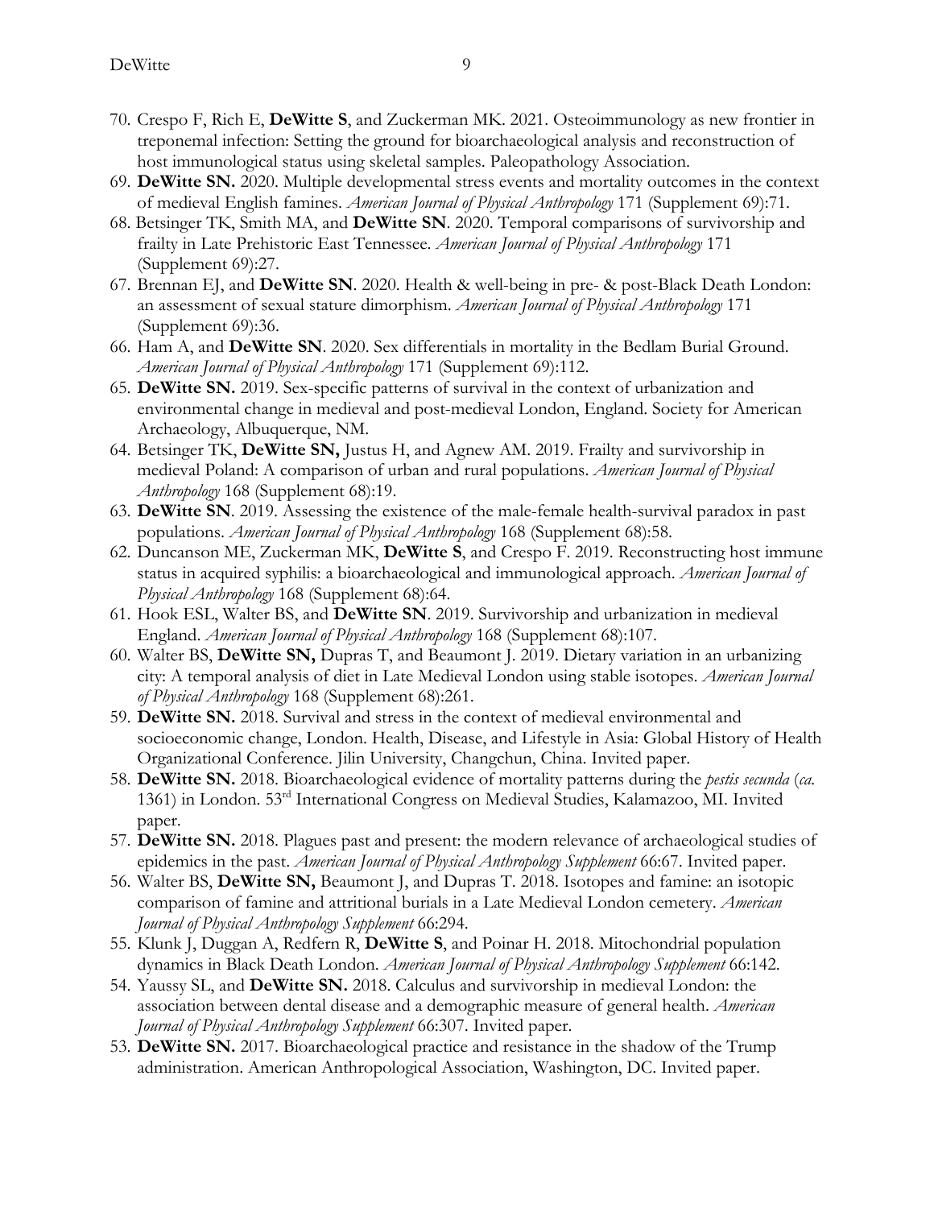70. Crespo F, Rich E, **DeWitte S**, and Zuckerman MK. 2021. Osteoimmunology as new frontier in treponemal infection: Setting the ground for bioarchaeological analysis and reconstruction of host immunological status using skeletal samples. Paleopathology Association.
69. **DeWitte SN.** 2020. Multiple developmental stress events and mortality outcomes in the context of medieval English famines. *American Journal of Physical Anthropology* 171 (Supplement 69):71.
68. Betsinger TK, Smith MA, and **DeWitte SN**. 2020. Temporal comparisons of survivorship and frailty in Late Prehistoric East Tennessee. *American Journal of Physical Anthropology* 171 (Supplement 69):27.
67. Brennan EJ, and **DeWitte SN**. 2020. Health & well-being in pre- & post-Black Death London: an assessment of sexual stature dimorphism. *American Journal of Physical Anthropology* 171 (Supplement 69):36.
66. Ham A, and **DeWitte SN**. 2020. Sex differentials in mortality in the Bedlam Burial Ground. *American Journal of Physical Anthropology* 171 (Supplement 69):112.
65. **DeWitte SN.** 2019. Sex-specific patterns of survival in the context of urbanization and environmental change in medieval and post-medieval London, England. Society for American Archaeology, Albuquerque, NM.
64. Betsinger TK, **DeWitte SN,** Justus H, and Agnew AM. 2019. Frailty and survivorship in medieval Poland: A comparison of urban and rural populations. *American Journal of Physical Anthropology* 168 (Supplement 68):19.
63. **DeWitte SN**. 2019. Assessing the existence of the male-female health-survival paradox in past populations. *American Journal of Physical Anthropology* 168 (Supplement 68):58.
62. Duncanson ME, Zuckerman MK, **DeWitte S**, and Crespo F. 2019. Reconstructing host immune status in acquired syphilis: a bioarchaeological and immunological approach. *American Journal of Physical Anthropology* 168 (Supplement 68):64.
61. Hook ESL, Walter BS, and **DeWitte SN**. 2019. Survivorship and urbanization in medieval England. *American Journal of Physical Anthropology* 168 (Supplement 68):107.
60. Walter BS, **DeWitte SN,** Dupras T, and Beaumont J. 2019. Dietary variation in an urbanizing city: A temporal analysis of diet in Late Medieval London using stable isotopes. *American Journal of Physical Anthropology* 168 (Supplement 68):261.
59. **DeWitte SN.** 2018. Survival and stress in the context of medieval environmental and socioeconomic change, London. Health, Disease, and Lifestyle in Asia: Global History of Health Organizational Conference. Jilin University, Changchun, China. Invited paper.
58. **DeWitte SN.** 2018. Bioarchaeological evidence of mortality patterns during the *pestis secunda* (*ca.* 1361) in London. 53rd International Congress on Medieval Studies, Kalamazoo, MI. Invited paper.
57. **DeWitte SN.** 2018. Plagues past and present: the modern relevance of archaeological studies of epidemics in the past. *American Journal of Physical Anthropology Supplement* 66:67. Invited paper.
56. Walter BS, **DeWitte SN,** Beaumont J, and Dupras T. 2018. Isotopes and famine: an isotopic comparison of famine and attritional burials in a Late Medieval London cemetery. *American Journal of Physical Anthropology Supplement* 66:294.
55. Klunk J, Duggan A, Redfern R, **DeWitte S**, and Poinar H. 2018. Mitochondrial population dynamics in Black Death London. *American Journal of Physical Anthropology Supplement* 66:142.
54. Yaussy SL, and **DeWitte SN.** 2018. Calculus and survivorship in medieval London: the association between dental disease and a demographic measure of general health. *American Journal of Physical Anthropology Supplement* 66:307. Invited paper.
53. **DeWitte SN.** 2017. Bioarchaeological practice and resistance in the shadow of the Trump administration. American Anthropological Association, Washington, DC. Invited paper.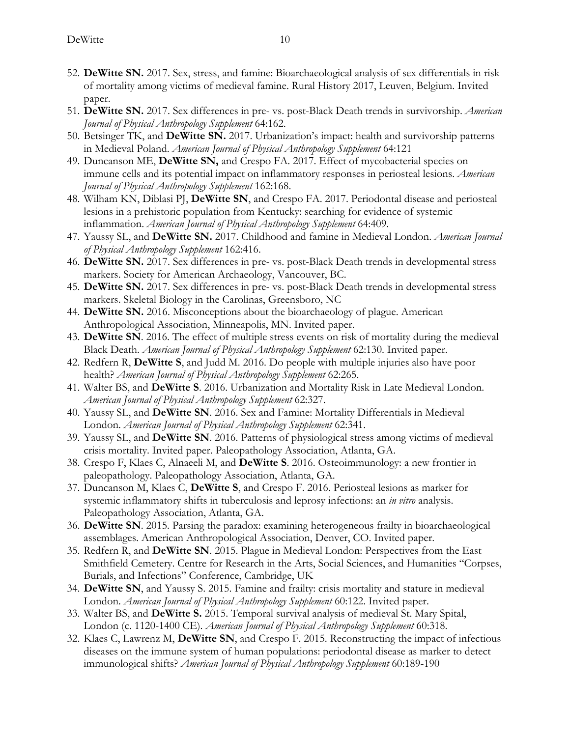52. **DeWitte SN.** 2017. Sex, stress, and famine: Bioarchaeological analysis of sex differentials in risk of mortality among victims of medieval famine. Rural History 2017, Leuven, Belgium. Invited paper.
51. **DeWitte SN.** 2017. Sex differences in pre- vs. post-Black Death trends in survivorship. *American Journal of Physical Anthropology Supplement* 64:162.
50. Betsinger TK, and **DeWitte SN.** 2017. Urbanization's impact: health and survivorship patterns in Medieval Poland. *American Journal of Physical Anthropology Supplement* 64:121
49. Duncanson ME, **DeWitte SN,** and Crespo FA. 2017. Effect of mycobacterial species on immune cells and its potential impact on inflammatory responses in periosteal lesions. *American Journal of Physical Anthropology Supplement* 162:168.
48. Wilham KN, Diblasi PJ, **DeWitte SN**, and Crespo FA. 2017. Periodontal disease and periosteal lesions in a prehistoric population from Kentucky: searching for evidence of systemic inflammation. *American Journal of Physical Anthropology Supplement* 64:409.
47. Yaussy SL, and **DeWitte SN.** 2017. Childhood and famine in Medieval London. *American Journal of Physical Anthropology Supplement* 162:416.
46. **DeWitte SN.** 2017. Sex differences in pre- vs. post-Black Death trends in developmental stress markers. Society for American Archaeology, Vancouver, BC.
45. **DeWitte SN.** 2017. Sex differences in pre- vs. post-Black Death trends in developmental stress markers. Skeletal Biology in the Carolinas, Greensboro, NC
44. **DeWitte SN.** 2016. Misconceptions about the bioarchaeology of plague. American Anthropological Association, Minneapolis, MN. Invited paper.
43. **DeWitte SN**. 2016. The effect of multiple stress events on risk of mortality during the medieval Black Death. *American Journal of Physical Anthropology Supplement* 62:130. Invited paper.
42. Redfern R, **DeWitte S**, and Judd M. 2016. Do people with multiple injuries also have poor health? *American Journal of Physical Anthropology Supplement* 62:265.
41. Walter BS, and **DeWitte S**. 2016. Urbanization and Mortality Risk in Late Medieval London. *American Journal of Physical Anthropology Supplement* 62:327.
40. Yaussy SL, and **DeWitte SN**. 2016. Sex and Famine: Mortality Differentials in Medieval London. *American Journal of Physical Anthropology Supplement* 62:341.
39. Yaussy SL, and **DeWitte SN**. 2016. Patterns of physiological stress among victims of medieval crisis mortality. Invited paper. Paleopathology Association, Atlanta, GA.
38. Crespo F, Klaes C, Alnaeeli M, and **DeWitte S**. 2016. Osteoimmunology: a new frontier in paleopathology. Paleopathology Association, Atlanta, GA.
37. Duncanson M, Klaes C, **DeWitte S**, and Crespo F. 2016. Periosteal lesions as marker for systemic inflammatory shifts in tuberculosis and leprosy infections: an *in vitro* analysis. Paleopathology Association, Atlanta, GA.
36. **DeWitte SN**. 2015. Parsing the paradox: examining heterogeneous frailty in bioarchaeological assemblages. American Anthropological Association, Denver, CO. Invited paper.
35. Redfern R, and **DeWitte SN**. 2015. Plague in Medieval London: Perspectives from the East Smithfield Cemetery. Centre for Research in the Arts, Social Sciences, and Humanities "Corpses, Burials, and Infections" Conference, Cambridge, UK
34. **DeWitte SN**, and Yaussy S. 2015. Famine and frailty: crisis mortality and stature in medieval London. *American Journal of Physical Anthropology Supplement* 60:122. Invited paper.
33. Walter BS, and **DeWitte S.** 2015. Temporal survival analysis of medieval St. Mary Spital, London (c. 1120-1400 CE). *American Journal of Physical Anthropology Supplement* 60:318.
32. Klaes C, Lawrenz M, **DeWitte SN**, and Crespo F. 2015. Reconstructing the impact of infectious diseases on the immune system of human populations: periodontal disease as marker to detect immunological shifts? *American Journal of Physical Anthropology Supplement* 60:189-190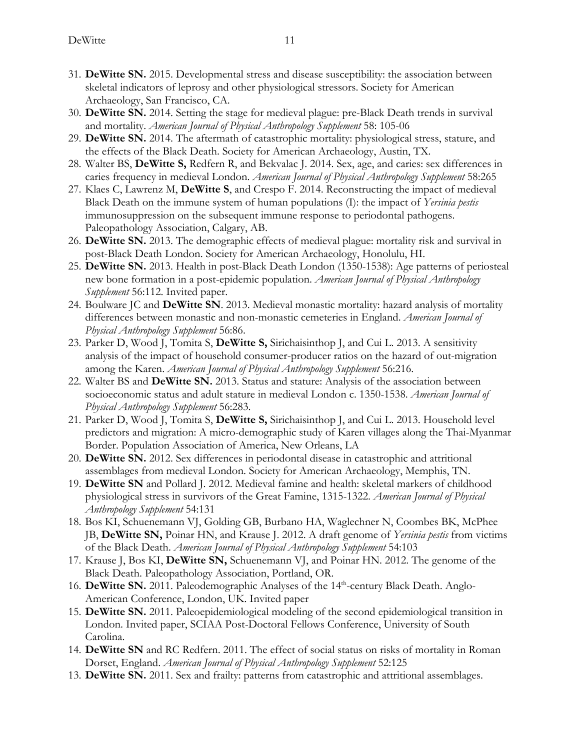31. **DeWitte SN.** 2015. Developmental stress and disease susceptibility: the association between skeletal indicators of leprosy and other physiological stressors. Society for American Archaeology, San Francisco, CA.
30. **DeWitte SN.** 2014. Setting the stage for medieval plague: pre-Black Death trends in survival and mortality. *American Journal of Physical Anthropology Supplement* 58: 105-06
29. **DeWitte SN.** 2014. The aftermath of catastrophic mortality: physiological stress, stature, and the effects of the Black Death. Society for American Archaeology, Austin, TX.
28. Walter BS, **DeWitte S,** Redfern R, and Bekvalac J. 2014. Sex, age, and caries: sex differences in caries frequency in medieval London. *American Journal of Physical Anthropology Supplement* 58:265
27. Klaes C, Lawrenz M, **DeWitte S**, and Crespo F. 2014. Reconstructing the impact of medieval Black Death on the immune system of human populations (I): the impact of *Yersinia pestis* immunosuppression on the subsequent immune response to periodontal pathogens. Paleopathology Association, Calgary, AB.
26. **DeWitte SN.** 2013. The demographic effects of medieval plague: mortality risk and survival in post-Black Death London. Society for American Archaeology, Honolulu, HI.
25. **DeWitte SN.** 2013. Health in post-Black Death London (1350-1538): Age patterns of periosteal new bone formation in a post-epidemic population. *American Journal of Physical Anthropology Supplement* 56:112. Invited paper.
24. Boulware JC and **DeWitte SN**. 2013. Medieval monastic mortality: hazard analysis of mortality differences between monastic and non-monastic cemeteries in England. *American Journal of Physical Anthropology Supplement* 56:86.
23. Parker D, Wood J, Tomita S, **DeWitte S,** Sirichaisinthop J, and Cui L. 2013. A sensitivity analysis of the impact of household consumer-producer ratios on the hazard of out-migration among the Karen. *American Journal of Physical Anthropology Supplement* 56:216.
22. Walter BS and **DeWitte SN.** 2013. Status and stature: Analysis of the association between socioeconomic status and adult stature in medieval London c. 1350-1538. *American Journal of Physical Anthropology Supplement* 56:283.
21. Parker D, Wood J, Tomita S, **DeWitte S,** Sirichaisinthop J, and Cui L. 2013. Household level predictors and migration: A micro-demographic study of Karen villages along the Thai-Myanmar Border. Population Association of America, New Orleans, LA
20. **DeWitte SN.** 2012. Sex differences in periodontal disease in catastrophic and attritional assemblages from medieval London. Society for American Archaeology, Memphis, TN.
19. **DeWitte SN** and Pollard J. 2012. Medieval famine and health: skeletal markers of childhood physiological stress in survivors of the Great Famine, 1315-1322. *American Journal of Physical Anthropology Supplement* 54:131
18. Bos KI, Schuenemann VJ, Golding GB, Burbano HA, Waglechner N, Coombes BK, McPhee JB, **DeWitte SN,** Poinar HN, and Krause J. 2012. A draft genome of *Yersinia pestis* from victims of the Black Death. *American Journal of Physical Anthropology Supplement* 54:103
17. Krause J, Bos KI, **DeWitte SN,** Schuenemann VJ, and Poinar HN. 2012. The genome of the Black Death. Paleopathology Association, Portland, OR.
16. **DeWitte SN.** 2011. Paleodemographic Analyses of the 14th-century Black Death. Anglo-American Conference, London, UK. Invited paper
15. **DeWitte SN.** 2011. Paleoepidemiological modeling of the second epidemiological transition in London. Invited paper, SCIAA Post-Doctoral Fellows Conference, University of South Carolina.
14. **DeWitte SN** and RC Redfern. 2011. The effect of social status on risks of mortality in Roman Dorset, England. *American Journal of Physical Anthropology Supplement* 52:125
13. **DeWitte SN.** 2011. Sex and frailty: patterns from catastrophic and attritional assemblages.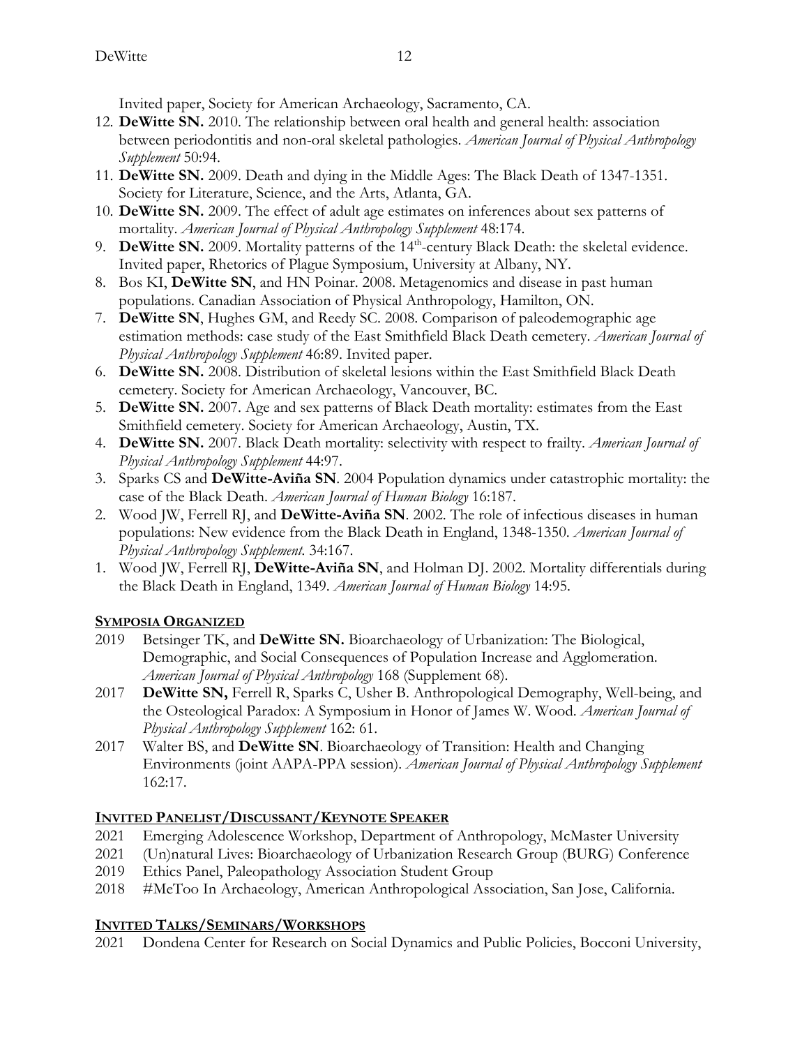Invited paper, Society for American Archaeology, Sacramento, CA.

12. **DeWitte SN.** 2010. The relationship between oral health and general health: association between periodontitis and non-oral skeletal pathologies. *American Journal of Physical Anthropology Supplement* 50:94.
11. **DeWitte SN.** 2009. Death and dying in the Middle Ages: The Black Death of 1347-1351. Society for Literature, Science, and the Arts, Atlanta, GA.
10. **DeWitte SN.** 2009. The effect of adult age estimates on inferences about sex patterns of mortality. *American Journal of Physical Anthropology Supplement* 48:174.
9. **DeWitte SN.** 2009. Mortality patterns of the 14th-century Black Death: the skeletal evidence. Invited paper, Rhetorics of Plague Symposium, University at Albany, NY.
8. Bos KI, **DeWitte SN**, and HN Poinar. 2008. Metagenomics and disease in past human populations. Canadian Association of Physical Anthropology, Hamilton, ON.
7. **DeWitte SN**, Hughes GM, and Reedy SC. 2008. Comparison of paleodemographic age estimation methods: case study of the East Smithfield Black Death cemetery. *American Journal of Physical Anthropology Supplement* 46:89. Invited paper.
6. **DeWitte SN.** 2008. Distribution of skeletal lesions within the East Smithfield Black Death cemetery. Society for American Archaeology, Vancouver, BC.
5. **DeWitte SN.** 2007. Age and sex patterns of Black Death mortality: estimates from the East Smithfield cemetery. Society for American Archaeology, Austin, TX.
4. **DeWitte SN.** 2007. Black Death mortality: selectivity with respect to frailty. *American Journal of Physical Anthropology Supplement* 44:97.
3. Sparks CS and **DeWitte-Aviña SN**. 2004 Population dynamics under catastrophic mortality: the case of the Black Death. *American Journal of Human Biology* 16:187.
2. Wood JW, Ferrell RJ, and **DeWitte-Aviña SN**. 2002. The role of infectious diseases in human populations: New evidence from the Black Death in England, 1348-1350. *American Journal of Physical Anthropology Supplement.* 34:167.
1. Wood JW, Ferrell RJ, **DeWitte-Aviña SN**, and Holman DJ. 2002. Mortality differentials during the Black Death in England, 1349. *American Journal of Human Biology* 14:95.

## SYMPOSIA ORGANIZED

2019 Betsinger TK, and **DeWitte SN.** Bioarchaeology of Urbanization: The Biological, Demographic, and Social Consequences of Population Increase and Agglomeration. *American Journal of Physical Anthropology* 168 (Supplement 68).

2017 **DeWitte SN,** Ferrell R, Sparks C, Usher B. Anthropological Demography, Well-being, and the Osteological Paradox: A Symposium in Honor of James W. Wood. *American Journal of Physical Anthropology Supplement* 162: 61.

2017 Walter BS, and **DeWitte SN**. Bioarchaeology of Transition: Health and Changing Environments (joint AAPA-PPA session). *American Journal of Physical Anthropology Supplement* 162:17.

## INVITED PANELIST/DISCUSSANT/KEYNOTE SPEAKER

2021 Emerging Adolescence Workshop, Department of Anthropology, McMaster University

2021 (Un)natural Lives: Bioarchaeology of Urbanization Research Group (BURG) Conference

2019 Ethics Panel, Paleopathology Association Student Group

2018 #MeToo In Archaeology, American Anthropological Association, San Jose, California.

## INVITED TALKS/SEMINARS/WORKSHOPS

2021 Dondena Center for Research on Social Dynamics and Public Policies, Bocconi University,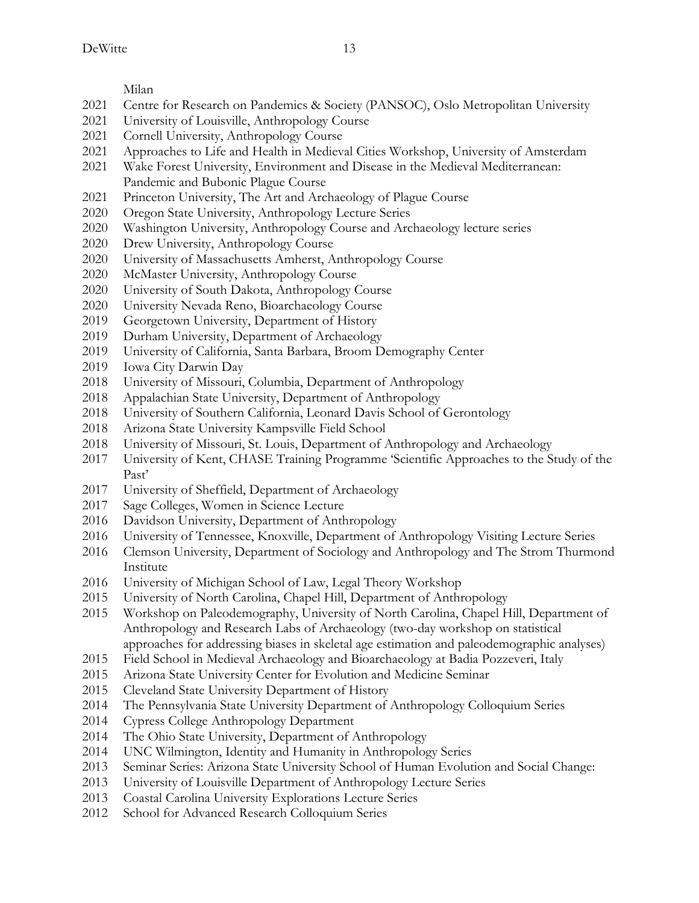Milan

2021 Centre for Research on Pandemics & Society (PANSOC), Oslo Metropolitan University
2021 University of Louisville, Anthropology Course
2021 Cornell University, Anthropology Course
2021 Approaches to Life and Health in Medieval Cities Workshop, University of Amsterdam
2021 Wake Forest University, Environment and Disease in the Medieval Mediterranean: Pandemic and Bubonic Plague Course
2021 Princeton University, The Art and Archaeology of Plague Course
2020 Oregon State University, Anthropology Lecture Series
2020 Washington University, Anthropology Course and Archaeology lecture series
2020 Drew University, Anthropology Course
2020 University of Massachusetts Amherst, Anthropology Course
2020 McMaster University, Anthropology Course
2020 University of South Dakota, Anthropology Course
2020 University Nevada Reno, Bioarchaeology Course
2019 Georgetown University, Department of History
2019 Durham University, Department of Archaeology
2019 University of California, Santa Barbara, Broom Demography Center
2019 Iowa City Darwin Day
2018 University of Missouri, Columbia, Department of Anthropology
2018 Appalachian State University, Department of Anthropology
2018 University of Southern California, Leonard Davis School of Gerontology
2018 Arizona State University Kampsville Field School
2018 University of Missouri, St. Louis, Department of Anthropology and Archaeology
2017 University of Kent, CHASE Training Programme 'Scientific Approaches to the Study of the Past'
2017 University of Sheffield, Department of Archaeology
2017 Sage Colleges, Women in Science Lecture
2016 Davidson University, Department of Anthropology
2016 University of Tennessee, Knoxville, Department of Anthropology Visiting Lecture Series
2016 Clemson University, Department of Sociology and Anthropology and The Strom Thurmond Institute
2016 University of Michigan School of Law, Legal Theory Workshop
2015 University of North Carolina, Chapel Hill, Department of Anthropology
2015 Workshop on Paleodemography, University of North Carolina, Chapel Hill, Department of Anthropology and Research Labs of Archaeology (two-day workshop on statistical approaches for addressing biases in skeletal age estimation and paleodemographic analyses)
2015 Field School in Medieval Archaeology and Bioarchaeology at Badia Pozzeveri, Italy
2015 Arizona State University Center for Evolution and Medicine Seminar
2015 Cleveland State University Department of History
2014 The Pennsylvania State University Department of Anthropology Colloquium Series
2014 Cypress College Anthropology Department
2014 The Ohio State University, Department of Anthropology
2014 UNC Wilmington, Identity and Humanity in Anthropology Series
2013 Seminar Series: Arizona State University School of Human Evolution and Social Change:
2013 University of Louisville Department of Anthropology Lecture Series
2013 Coastal Carolina University Explorations Lecture Series
2012 School for Advanced Research Colloquium Series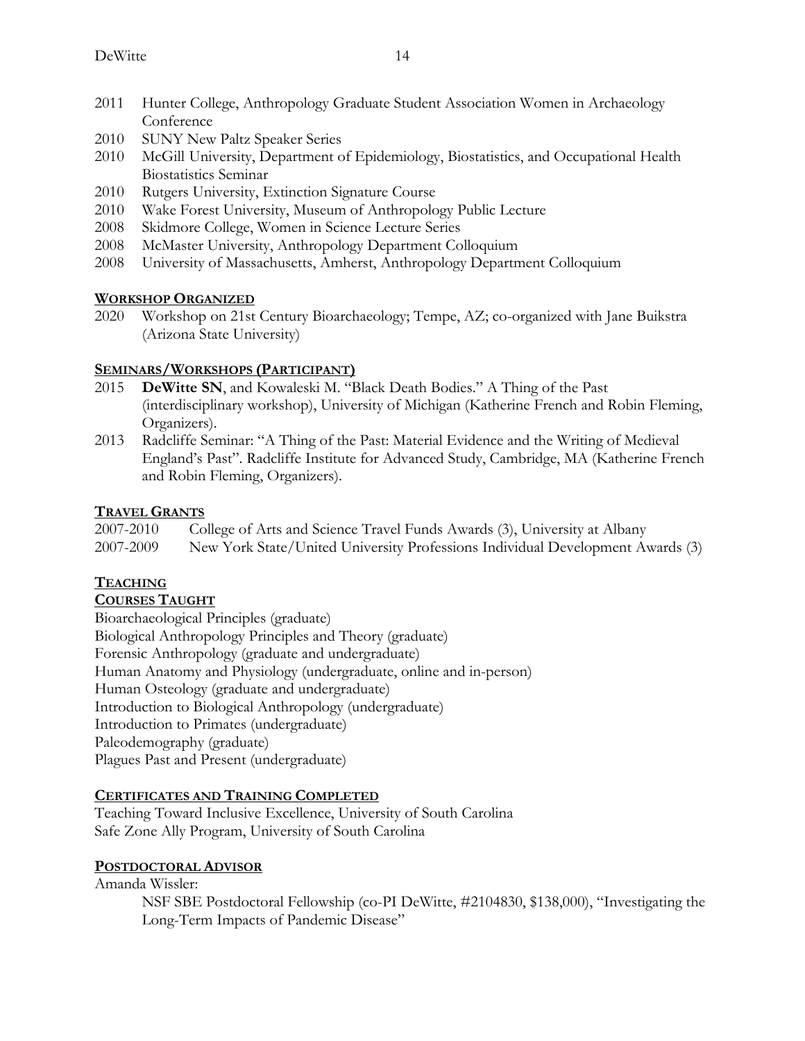2011 Hunter College, Anthropology Graduate Student Association Women in Archaeology Conference
2010 SUNY New Paltz Speaker Series
2010 McGill University, Department of Epidemiology, Biostatistics, and Occupational Health Biostatistics Seminar
2010 Rutgers University, Extinction Signature Course
2010 Wake Forest University, Museum of Anthropology Public Lecture
2008 Skidmore College, Women in Science Lecture Series
2008 McMaster University, Anthropology Department Colloquium
2008 University of Massachusetts, Amherst, Anthropology Department Colloquium

## WORKSHOP ORGANIZED

2020 Workshop on 21st Century Bioarchaeology; Tempe, AZ; co-organized with Jane Buikstra (Arizona State University)

## SEMINARS/WORKSHOPS (PARTICIPANT)

2015 **DeWitte SN**, and Kowaleski M. "Black Death Bodies." A Thing of the Past (interdisciplinary workshop), University of Michigan (Katherine French and Robin Fleming, Organizers).
2013 Radcliffe Seminar: "A Thing of the Past: Material Evidence and the Writing of Medieval England's Past". Radcliffe Institute for Advanced Study, Cambridge, MA (Katherine French and Robin Fleming, Organizers).

## TRAVEL GRANTS

2007-2010 College of Arts and Science Travel Funds Awards (3), University at Albany
2007-2009 New York State/United University Professions Individual Development Awards (3)

# TEACHING

## COURSES TAUGHT

Bioarchaeological Principles (graduate)
Biological Anthropology Principles and Theory (graduate)
Forensic Anthropology (graduate and undergraduate)
Human Anatomy and Physiology (undergraduate, online and in-person)
Human Osteology (graduate and undergraduate)
Introduction to Biological Anthropology (undergraduate)
Introduction to Primates (undergraduate)
Paleodemography (graduate)
Plagues Past and Present (undergraduate)

## CERTIFICATES AND TRAINING COMPLETED

Teaching Toward Inclusive Excellence, University of South Carolina
Safe Zone Ally Program, University of South Carolina

## POSTDOCTORAL ADVISOR

Amanda Wissler:

NSF SBE Postdoctoral Fellowship (co-PI DeWitte, #2104830, $138,000), "Investigating the Long-Term Impacts of Pandemic Disease"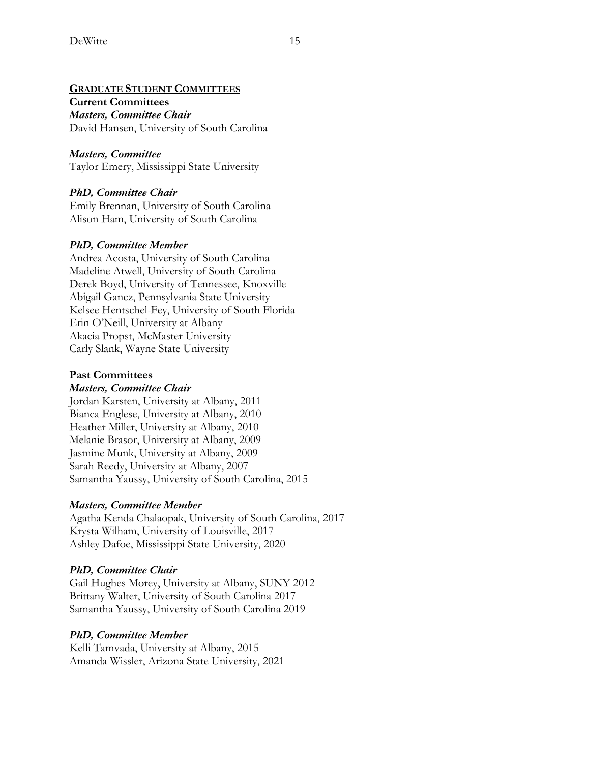## GRADUATE STUDENT COMMITTEES

### Current Committees

***Masters, Committee Chair***

David Hansen, University of South Carolina

***Masters, Committee***

Taylor Emery, Mississippi State University

***PhD, Committee Chair***

Emily Brennan, University of South Carolina
Alison Ham, University of South Carolina

***PhD, Committee Member***

Andrea Acosta, University of South Carolina
Madeline Atwell, University of South Carolina
Derek Boyd, University of Tennessee, Knoxville
Abigail Gancz, Pennsylvania State University
Kelsee Hentschel-Fey, University of South Florida
Erin O'Neill, University at Albany
Akacia Propst, McMaster University
Carly Slank, Wayne State University

### Past Committees

***Masters, Committee Chair***

Jordan Karsten, University at Albany, 2011
Bianca Englese, University at Albany, 2010
Heather Miller, University at Albany, 2010
Melanie Brasor, University at Albany, 2009
Jasmine Munk, University at Albany, 2009
Sarah Reedy, University at Albany, 2007
Samantha Yaussy, University of South Carolina, 2015

***Masters, Committee Member***

Agatha Kenda Chalaopak, University of South Carolina, 2017
Krysta Wilham, University of Louisville, 2017
Ashley Dafoe, Mississippi State University, 2020

***PhD, Committee Chair***

Gail Hughes Morey, University at Albany, SUNY 2012
Brittany Walter, University of South Carolina 2017
Samantha Yaussy, University of South Carolina 2019

***PhD, Committee Member***

Kelli Tamvada, University at Albany, 2015
Amanda Wissler, Arizona State University, 2021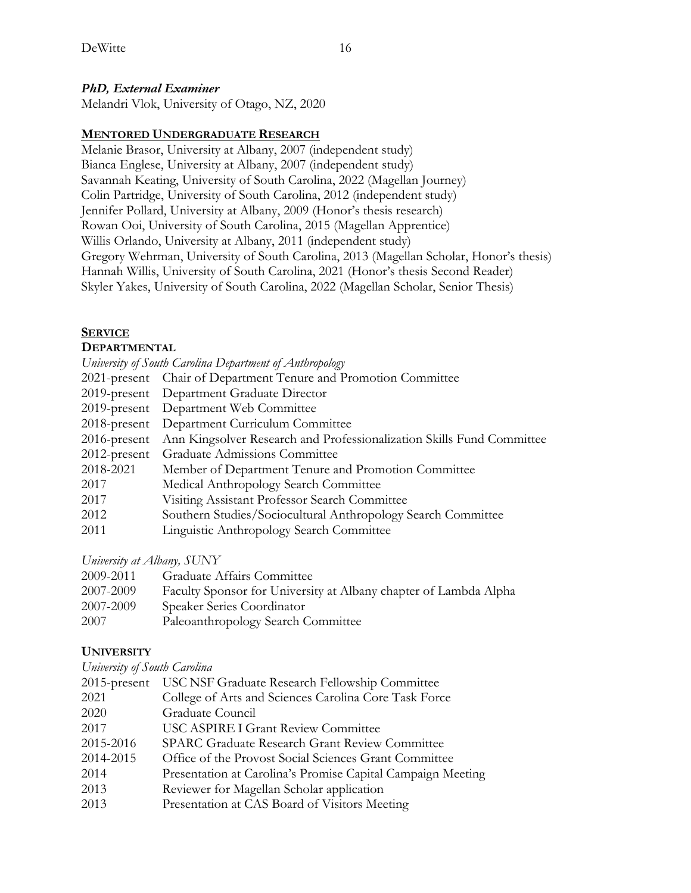### *PhD, External Examiner*

Melandri Vlok, University of Otago, NZ, 2020

## MENTORED UNDERGRADUATE RESEARCH

Melanie Brasor, University at Albany, 2007 (independent study)
Bianca Englese, University at Albany, 2007 (independent study)
Savannah Keating, University of South Carolina, 2022 (Magellan Journey)
Colin Partridge, University of South Carolina, 2012 (independent study)
Jennifer Pollard, University at Albany, 2009 (Honor's thesis research)
Rowan Ooi, University of South Carolina, 2015 (Magellan Apprentice)
Willis Orlando, University at Albany, 2011 (independent study)
Gregory Wehrman, University of South Carolina, 2013 (Magellan Scholar, Honor's thesis)
Hannah Willis, University of South Carolina, 2021 (Honor's thesis Second Reader)
Skyler Yakes, University of South Carolina, 2022 (Magellan Scholar, Senior Thesis)

## SERVICE

### DEPARTMENTAL

*University of South Carolina Department of Anthropology*

| | |
|---|---|
| 2021-present | Chair of Department Tenure and Promotion Committee |
| 2019-present | Department Graduate Director |
| 2019-present | Department Web Committee |
| 2018-present | Department Curriculum Committee |
| 2016-present | Ann Kingsolver Research and Professionalization Skills Fund Committee |
| 2012-present | Graduate Admissions Committee |
| 2018-2021 | Member of Department Tenure and Promotion Committee |
| 2017 | Medical Anthropology Search Committee |
| 2017 | Visiting Assistant Professor Search Committee |
| 2012 | Southern Studies/Sociocultural Anthropology Search Committee |
| 2011 | Linguistic Anthropology Search Committee |

*University at Albany, SUNY*

| | |
|---|---|
| 2009-2011 | Graduate Affairs Committee |
| 2007-2009 | Faculty Sponsor for University at Albany chapter of Lambda Alpha |
| 2007-2009 | Speaker Series Coordinator |
| 2007 | Paleoanthropology Search Committee |

### UNIVERSITY

*University of South Carolina*

| | |
|---|---|
| 2015-present | USC NSF Graduate Research Fellowship Committee |
| 2021 | College of Arts and Sciences Carolina Core Task Force |
| 2020 | Graduate Council |
| 2017 | USC ASPIRE I Grant Review Committee |
| 2015-2016 | SPARC Graduate Research Grant Review Committee |
| 2014-2015 | Office of the Provost Social Sciences Grant Committee |
| 2014 | Presentation at Carolina's Promise Capital Campaign Meeting |
| 2013 | Reviewer for Magellan Scholar application |
| 2013 | Presentation at CAS Board of Visitors Meeting |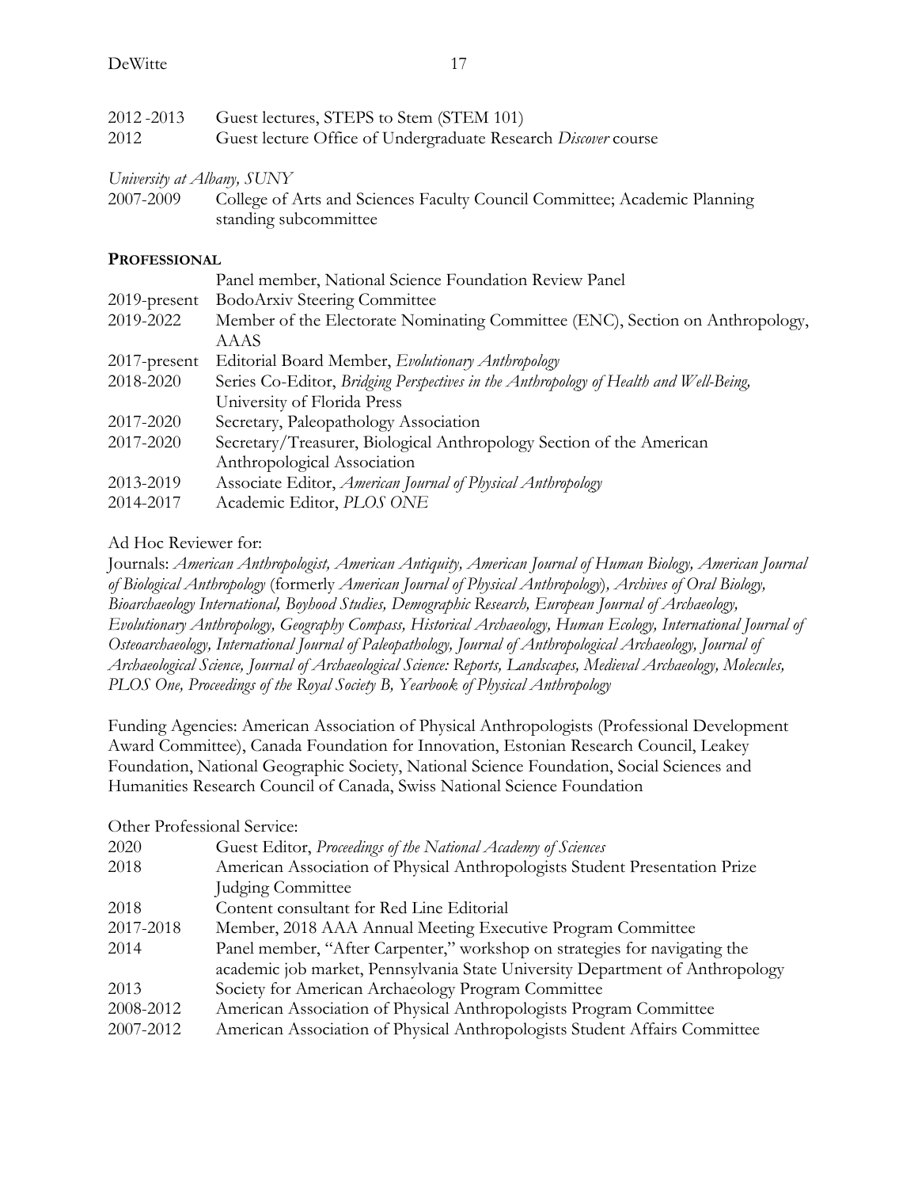2012 -2013 Guest lectures, STEPS to Stem (STEM 101)
2012 Guest lecture Office of Undergraduate Research *Discover* course

*University at Albany, SUNY*

2007-2009 College of Arts and Sciences Faculty Council Committee; Academic Planning standing subcommittee

**PROFESSIONAL**

Panel member, National Science Foundation Review Panel
2019-present BodoArxiv Steering Committee
2019-2022 Member of the Electorate Nominating Committee (ENC), Section on Anthropology, AAAS
2017-present Editorial Board Member, *Evolutionary Anthropology*
2018-2020 Series Co-Editor, *Bridging Perspectives in the Anthropology of Health and Well-Being,* University of Florida Press
2017-2020 Secretary, Paleopathology Association
2017-2020 Secretary/Treasurer, Biological Anthropology Section of the American Anthropological Association
2013-2019 Associate Editor, *American Journal of Physical Anthropology*
2014-2017 Academic Editor, *PLOS ONE*

Ad Hoc Reviewer for:

Journals: *American Anthropologist, American Antiquity, American Journal of Human Biology, American Journal of Biological Anthropology* (formerly *American Journal of Physical Anthropology*)*, Archives of Oral Biology, Bioarchaeology International, Boyhood Studies, Demographic Research, European Journal of Archaeology, Evolutionary Anthropology, Geography Compass, Historical Archaeology, Human Ecology, International Journal of Osteoarchaeology, International Journal of Paleopathology, Journal of Anthropological Archaeology, Journal of Archaeological Science, Journal of Archaeological Science: Reports, Landscapes, Medieval Archaeology, Molecules, PLOS One, Proceedings of the Royal Society B, Yearbook of Physical Anthropology*

Funding Agencies: American Association of Physical Anthropologists (Professional Development Award Committee), Canada Foundation for Innovation, Estonian Research Council, Leakey Foundation, National Geographic Society, National Science Foundation, Social Sciences and Humanities Research Council of Canada, Swiss National Science Foundation

Other Professional Service:

2020 Guest Editor, *Proceedings of the National Academy of Sciences*
2018 American Association of Physical Anthropologists Student Presentation Prize Judging Committee
2018 Content consultant for Red Line Editorial
2017-2018 Member, 2018 AAA Annual Meeting Executive Program Committee
2014 Panel member, "After Carpenter," workshop on strategies for navigating the academic job market, Pennsylvania State University Department of Anthropology
2013 Society for American Archaeology Program Committee
2008-2012 American Association of Physical Anthropologists Program Committee
2007-2012 American Association of Physical Anthropologists Student Affairs Committee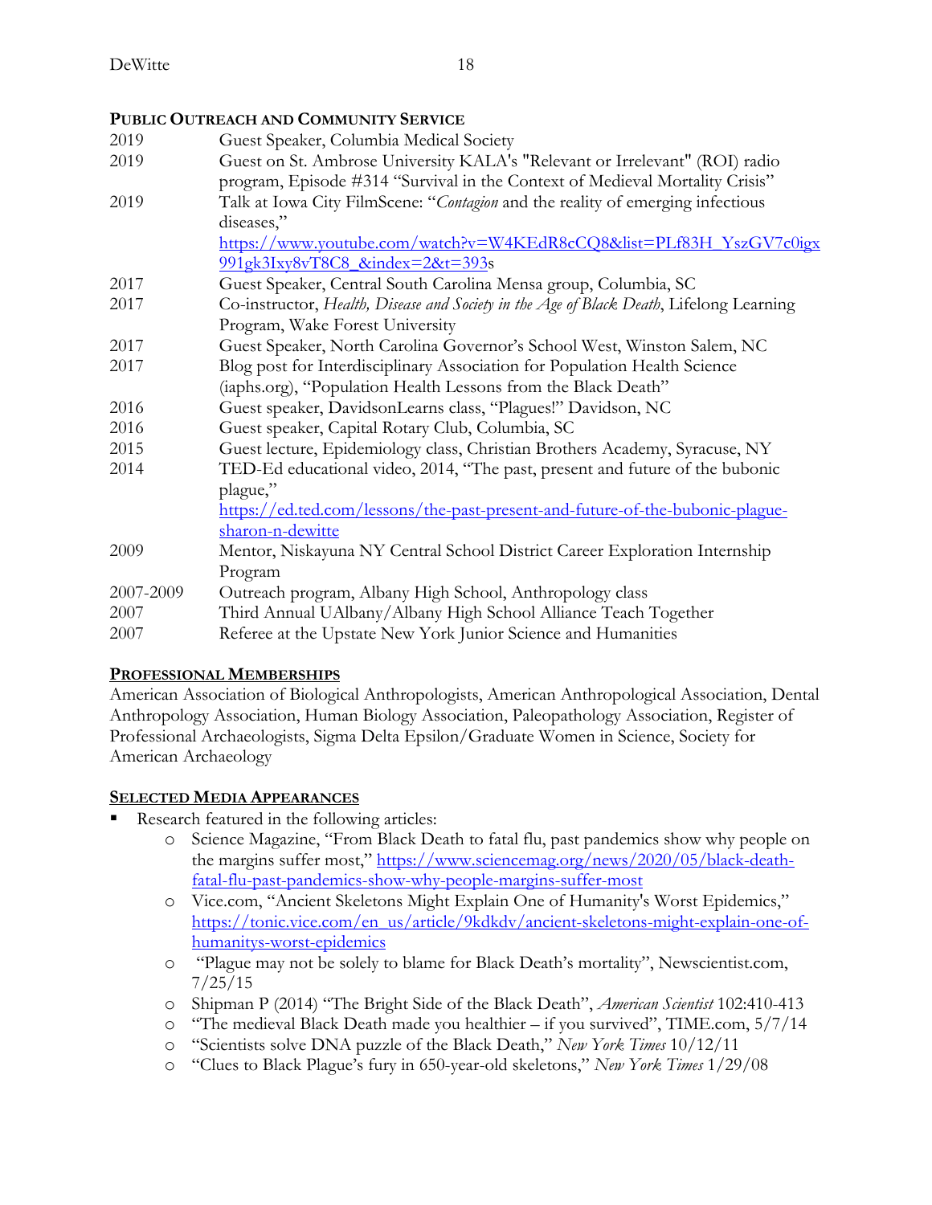## Public Outreach and Community Service

| | |
|---|---|
| 2019 | Guest Speaker, Columbia Medical Society |
| 2019 | Guest on St. Ambrose University KALA's "Relevant or Irrelevant" (ROI) radio program, Episode #314 "Survival in the Context of Medieval Mortality Crisis" |
| 2019 | Talk at Iowa City FilmScene: "*Contagion* and the reality of emerging infectious diseases," https://www.youtube.com/watch?v=W4KEdR8cCQ8&list=PLf83H_YszGV7c0igx991gk3Ixy8vT8C8_&index=2&t=393s |
| 2017 | Guest Speaker, Central South Carolina Mensa group, Columbia, SC |
| 2017 | Co-instructor, *Health, Disease and Society in the Age of Black Death*, Lifelong Learning Program, Wake Forest University |
| 2017 | Guest Speaker, North Carolina Governor's School West, Winston Salem, NC |
| 2017 | Blog post for Interdisciplinary Association for Population Health Science (iaphs.org), "Population Health Lessons from the Black Death" |
| 2016 | Guest speaker, DavidsonLearns class, "Plagues!" Davidson, NC |
| 2016 | Guest speaker, Capital Rotary Club, Columbia, SC |
| 2015 | Guest lecture, Epidemiology class, Christian Brothers Academy, Syracuse, NY |
| 2014 | TED-Ed educational video, 2014, "The past, present and future of the bubonic plague," https://ed.ted.com/lessons/the-past-present-and-future-of-the-bubonic-plague-sharon-n-dewitte |
| 2009 | Mentor, Niskayuna NY Central School District Career Exploration Internship Program |
| 2007-2009 | Outreach program, Albany High School, Anthropology class |
| 2007 | Third Annual UAlbany/Albany High School Alliance Teach Together |
| 2007 | Referee at the Upstate New York Junior Science and Humanities |

## Professional Memberships

American Association of Biological Anthropologists, American Anthropological Association, Dental Anthropology Association, Human Biology Association, Paleopathology Association, Register of Professional Archaeologists, Sigma Delta Epsilon/Graduate Women in Science, Society for American Archaeology

## Selected Media Appearances

- Research featured in the following articles:
  - Science Magazine, "From Black Death to fatal flu, past pandemics show why people on the margins suffer most," https://www.sciencemag.org/news/2020/05/black-death-fatal-flu-past-pandemics-show-why-people-margins-suffer-most
  - Vice.com, "Ancient Skeletons Might Explain One of Humanity's Worst Epidemics," https://tonic.vice.com/en_us/article/9kdkdv/ancient-skeletons-might-explain-one-of-humanitys-worst-epidemics
  - "Plague may not be solely to blame for Black Death's mortality", Newscientist.com, 7/25/15
  - Shipman P (2014) "The Bright Side of the Black Death", *American Scientist* 102:410-413
  - "The medieval Black Death made you healthier – if you survived", TIME.com, 5/7/14
  - "Scientists solve DNA puzzle of the Black Death," *New York Times* 10/12/11
  - "Clues to Black Plague's fury in 650-year-old skeletons," *New York Times* 1/29/08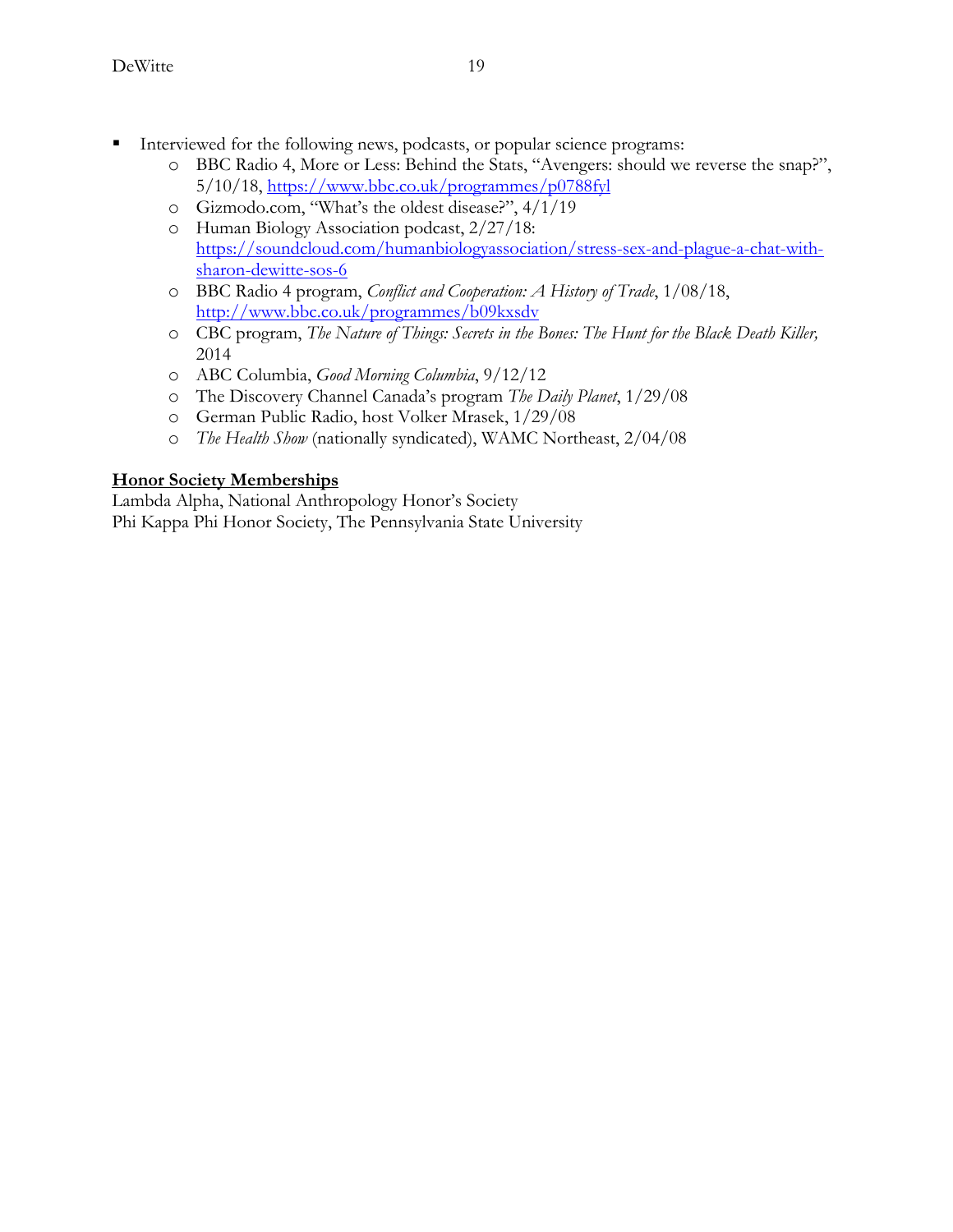- Interviewed for the following news, podcasts, or popular science programs:
  - BBC Radio 4, More or Less: Behind the Stats, "Avengers: should we reverse the snap?", 5/10/18, https://www.bbc.co.uk/programmes/p0788fyl
  - Gizmodo.com, "What's the oldest disease?", 4/1/19
  - Human Biology Association podcast, 2/27/18: https://soundcloud.com/humanbiologyassociation/stress-sex-and-plague-a-chat-with-sharon-dewitte-sos-6
  - BBC Radio 4 program, *Conflict and Cooperation: A History of Trade*, 1/08/18, http://www.bbc.co.uk/programmes/b09kxsdv
  - CBC program, *The Nature of Things: Secrets in the Bones: The Hunt for the Black Death Killer,* 2014
  - ABC Columbia, *Good Morning Columbia*, 9/12/12
  - The Discovery Channel Canada's program *The Daily Planet*, 1/29/08
  - German Public Radio, host Volker Mrasek, 1/29/08
  - *The Health Show* (nationally syndicated), WAMC Northeast, 2/04/08

## **Honor Society Memberships**

Lambda Alpha, National Anthropology Honor's Society
Phi Kappa Phi Honor Society, The Pennsylvania State University